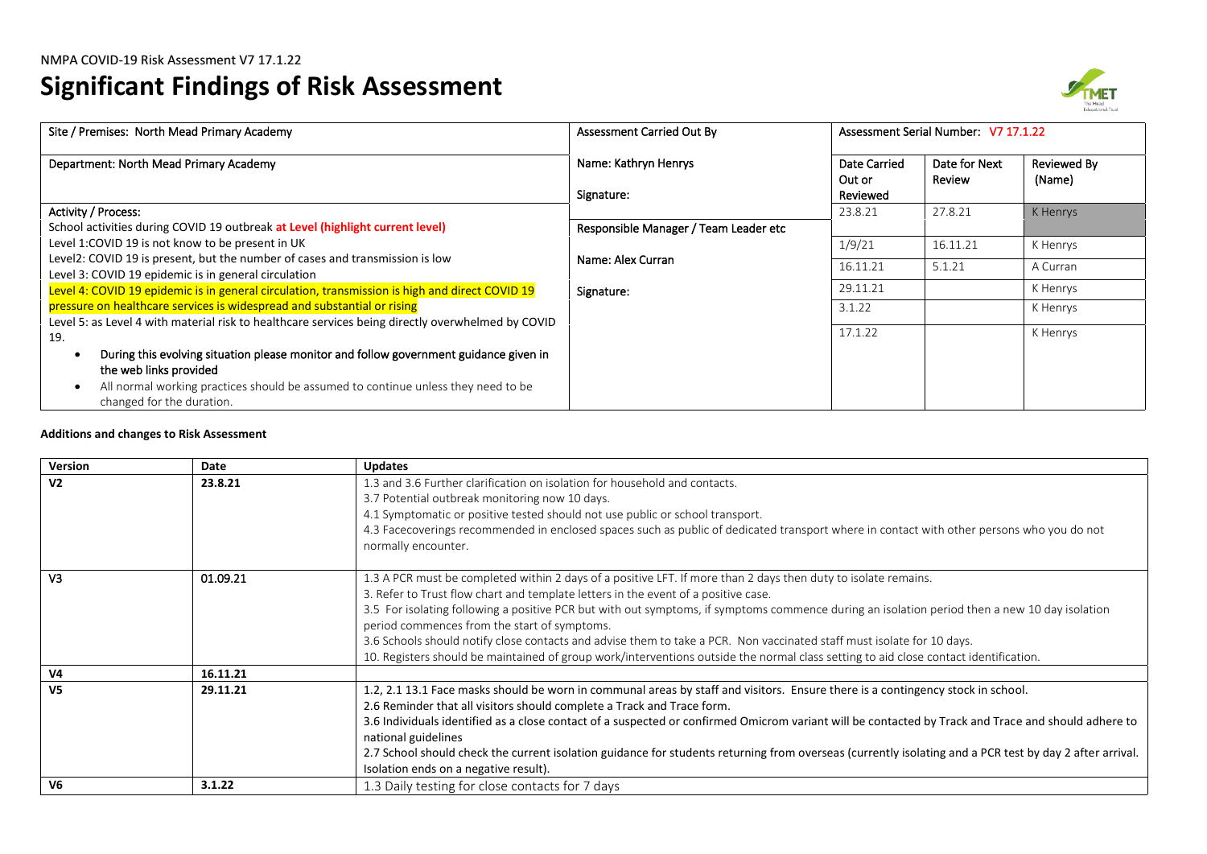NMPA COVID-19 Risk Assessment V7 17.1.22

# Significant Findings of Risk Assessment

| Site / Premises: North Mead Primary Academy | Assessment Carried Out By | Assessment Serial Number: V7 17.1.22 | | |
|---|---|---|---|---|
| Department: North Mead Primary Academy | Name: Kathryn Henrys<br>Signature: | Date Carried Out or Reviewed | Date for Next Review | Reviewed By (Name) |
| Activity / Process:<br>School activities during COVID 19 outbreak **at Level (highlight current level)**<br>Level 1:COVID 19 is not know to be present in UK<br>Level2: COVID 19 is present, but the number of cases and transmission is low<br>Level 3: COVID 19 epidemic is in general circulation<br>Level 4: COVID 19 epidemic is in general circulation, transmission is high and direct COVID 19 pressure on healthcare services is widespread and substantial or rising<br>Level 5: as Level 4 with material risk to healthcare services being directly overwhelmed by COVID 19.<br>• During this evolving situation please monitor and follow government guidance given in the web links provided<br>• All normal working practices should be assumed to continue unless they need to be changed for the duration. | Responsible Manager / Team Leader etc<br>Name: Alex Curran<br>Signature: | 23.8.21<br>1/9/21<br>16.11.21<br>29.11.21<br>3.1.22<br>17.1.22 | 27.8.21<br>16.11.21<br>5.1.21 | K Henrys<br>K Henrys<br>A Curran<br>K Henrys<br>K Henrys<br>K Henrys |

**Additions and changes to Risk Assessment**

| Version | Date | Updates |
|---|---|---|
| **V2** | **23.8.21** | 1.3 and 3.6 Further clarification on isolation for household and contacts.<br>3.7 Potential outbreak monitoring now 10 days.<br>4.1 Symptomatic or positive tested should not use public or school transport.<br>4.3 Facecoverings recommended in enclosed spaces such as public of dedicated transport where in contact with other persons who you do not normally encounter. |
| V3 | 01.09.21 | 1.3 A PCR must be completed within 2 days of a positive LFT. If more than 2 days then duty to isolate remains.<br>3. Refer to Trust flow chart and template letters in the event of a positive case.<br>3.5 For isolating following a positive PCR but with out symptoms, if symptoms commence during an isolation period then a new 10 day isolation period commences from the start of symptoms.<br>3.6 Schools should notify close contacts and advise them to take a PCR. Non vaccinated staff must isolate for 10 days.<br>10. Registers should be maintained of group work/interventions outside the normal class setting to aid close contact identification. |
| **V4** | **16.11.21** | |
| **V5** | **29.11.21** | 1.2, 2.1 13.1 Face masks should be worn in communal areas by staff and visitors. Ensure there is a contingency stock in school.<br>2.6 Reminder that all visitors should complete a Track and Trace form.<br>3.6 Individuals identified as a close contact of a suspected or confirmed Omicron variant will be contacted by Track and Trace and should adhere to national guidelines<br>2.7 School should check the current isolation guidance for students returning from overseas (currently isolating and a PCR test by day 2 after arrival. Isolation ends on a negative result). |
| **V6** | **3.1.22** | 1.3 Daily testing for close contacts for 7 days |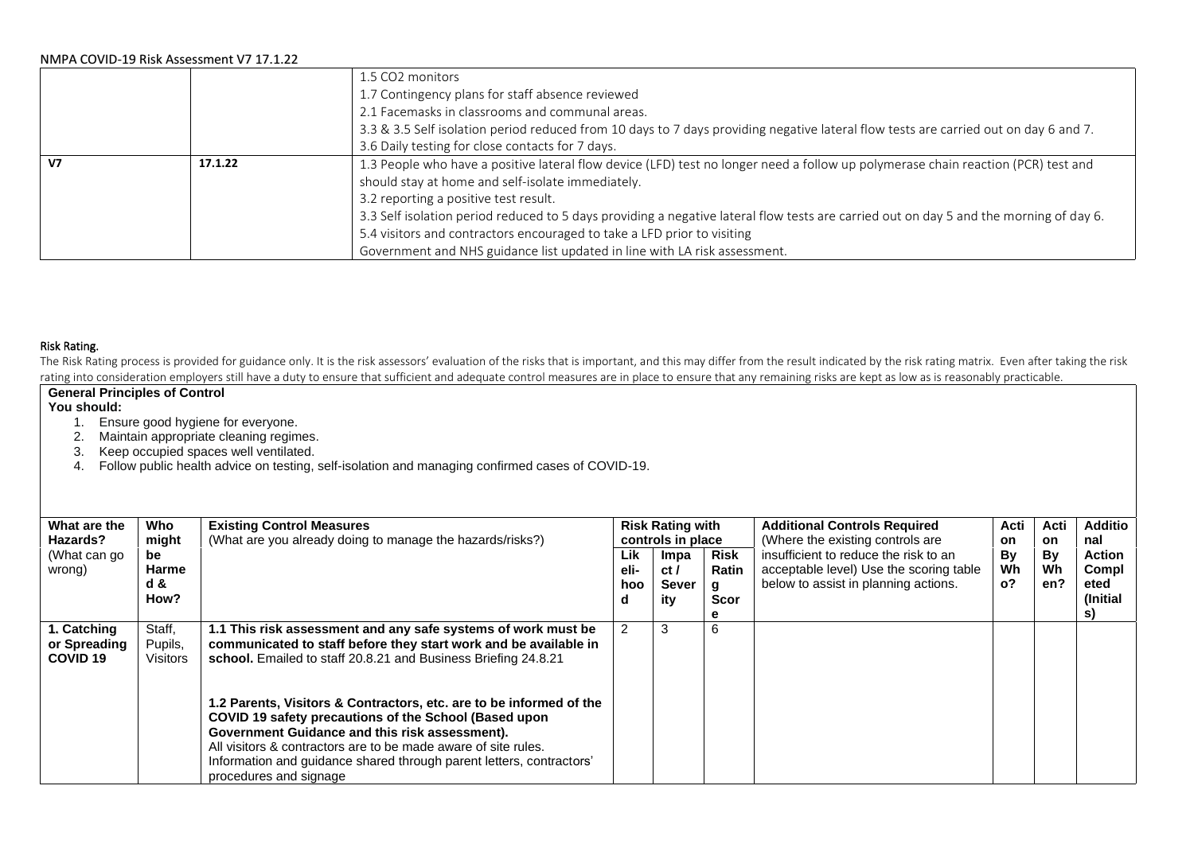| | | |
|---|---|---|
| | | 1.5 $CO_2$ monitors<br>1.7 Contingency plans for staff absence reviewed<br>2.1 Facemasks in classrooms and communal areas.<br>3.3 & 3.5 Self isolation period reduced from 10 days to 7 days providing negative lateral flow tests are carried out on day 6 and 7.<br>3.6 Daily testing for close contacts for 7 days. |
| **V7** | **17.1.22** | 1.3 People who have a positive lateral flow device (LFD) test no longer need a follow up polymerase chain reaction (PCR) test and should stay at home and self-isolate immediately.<br>3.2 reporting a positive test result.<br>3.3 Self isolation period reduced to 5 days providing a negative lateral flow tests are carried out on day 5 and the morning of day 6.<br>5.4 visitors and contractors encouraged to take a LFD prior to visiting<br>Government and NHS guidance list updated in line with LA risk assessment. |

#### Risk Rating.

The Risk Rating process is provided for guidance only. It is the risk assessors' evaluation of the risks that is important, and this may differ from the result indicated by the risk rating matrix. Even after taking the risk rating into consideration employers still have a duty to ensure that sufficient and adequate control measures are in place to ensure that any remaining risks are kept as low as is reasonably practicable.

**General Principles of Control**
**You should:**

1. Ensure good hygiene for everyone.
2. Maintain appropriate cleaning regimes.
3. Keep occupied spaces well ventilated.
4. Follow public health advice on testing, self-isolation and managing confirmed cases of COVID-19.

| **What are the Hazards?** (What can go wrong) | **Who might be Harmed & How?** | **Existing Control Measures** (What are you already doing to manage the hazards/risks?) | **Risk Rating with controls in place** | | | **Additional Controls Required** (Where the existing controls are insufficient to reduce the risk to an acceptable level) Use the scoring table below to assist in planning actions. | **Action By Who?** | **Action By When?** | **Additional Action Completed (Initials)** |
|---|---|---|---|---|---|---|---|---|---|
| | | | **Likelihood** | **Impact / Severity** | **Risk Rating Score** | | | | |
| **1. Catching or Spreading COVID 19** | Staff, Pupils, Visitors | **1.1 This risk assessment and any safe systems of work must be communicated to staff before they start work and be available in school.** Emailed to staff 20.8.21 and Business Briefing 24.8.21<br><br>**1.2 Parents, Visitors & Contractors, etc. are to be informed of the COVID 19 safety precautions of the School (Based upon Government Guidance and this risk assessment).**<br>All visitors & contractors are to be made aware of site rules.<br>Information and guidance shared through parent letters, contractors' procedures and signage | 2 | 3 | 6 | | | | |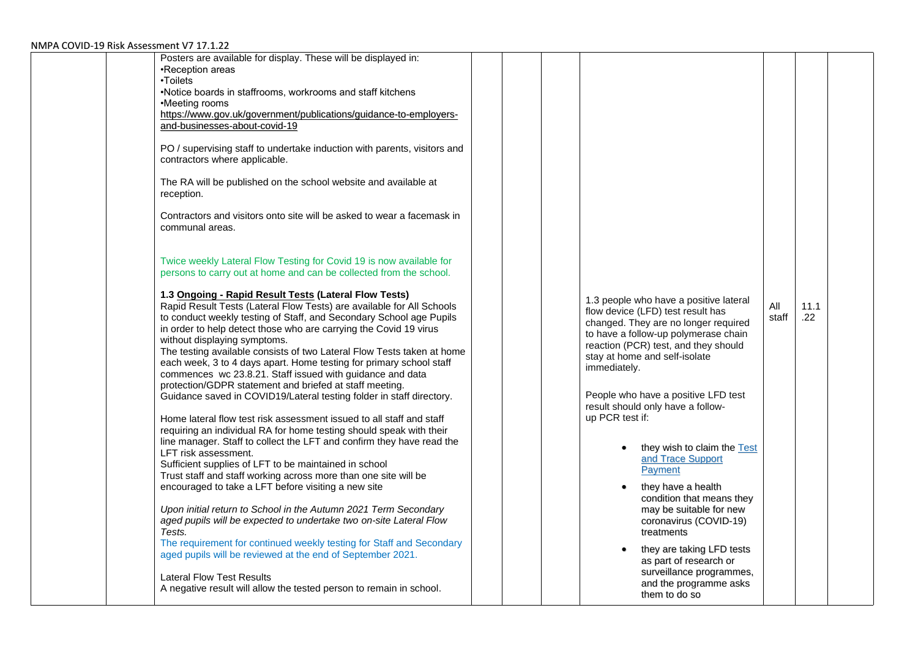| | | | | | | | | | |
|---|---|---|---|---|---|---|---|---|---|
| | | Posters are available for display. These will be displayed in:<br>•Reception areas<br>•Toilets<br>•Notice boards in staffrooms, workrooms and staff kitchens<br>•Meeting rooms<br>https://www.gov.uk/government/publications/guidance-to-employers-and-businesses-about-covid-19<br><br>PO / supervising staff to undertake induction with parents, visitors and contractors where applicable.<br><br>The RA will be published on the school website and available at reception.<br><br>Contractors and visitors onto site will be asked to wear a facemask in communal areas.<br><br>Twice weekly Lateral Flow Testing for Covid 19 is now available for persons to carry out at home and can be collected from the school.<br><br>**1.3 <u>Ongoing - Rapid Result Tests</u> (Lateral Flow Tests)**<br>Rapid Result Tests (Lateral Flow Tests) are available for All Schools to conduct weekly testing of Staff, and Secondary School age Pupils in order to help detect those who are carrying the Covid 19 virus without displaying symptoms.<br>The testing available consists of two Lateral Flow Tests taken at home each week, 3 to 4 days apart. Home testing for primary school staff commences wc 23.8.21. Staff issued with guidance and data protection/GDPR statement and briefed at staff meeting.<br>Guidance saved in COVID19/Lateral testing folder in staff directory.<br><br>Home lateral flow test risk assessment issued to all staff and staff requiring an individual RA for home testing should speak with their line manager. Staff to collect the LFT and confirm they have read the LFT risk assessment.<br>Sufficient supplies of LFT to be maintained in school<br>Trust staff and staff working across more than one site will be encouraged to take a LFT before visiting a new site<br><br>*Upon initial return to School in the Autumn 2021 Term Secondary aged pupils will be expected to undertake two on-site Lateral Flow Tests.*<br>The requirement for continued weekly testing for Staff and Secondary aged pupils will be reviewed at the end of September 2021.<br><br>Lateral Flow Test Results<br>A negative result will allow the tested person to remain in school. | | | | 1.3 people who have a positive lateral flow device (LFD) test result has changed. They are no longer required to have a follow-up polymerase chain reaction (PCR) test, and they should stay at home and self-isolate immediately.<br><br>People who have a positive LFD test result should only have a follow-up PCR test if:<br><br>• they wish to claim the Test and Trace Support Payment<br>• they have a health condition that means they may be suitable for new coronavirus (COVID-19) treatments<br>• they are taking LFD tests as part of research or surveillance programmes, and the programme asks them to do so | All staff | 11.1.22 | |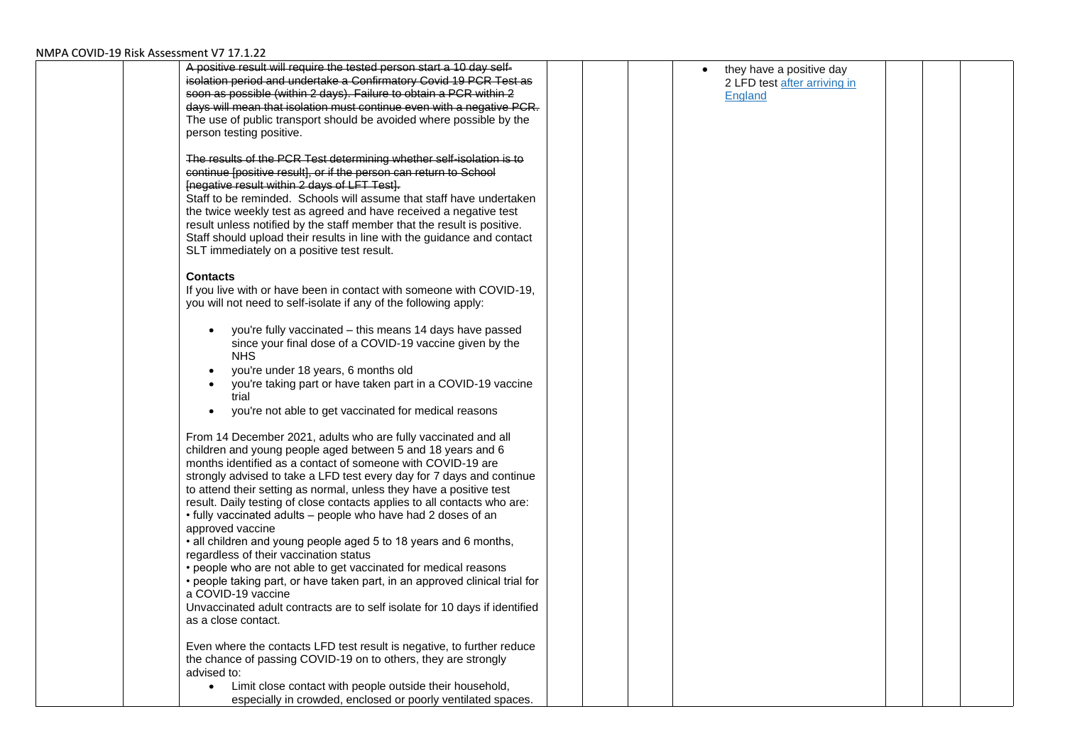| | | | | | | | | |
|---|---|---|---|---|---|---|---|---|
| | | ~~A positive result will require the tested person start a 10 day self-isolation period and undertake a Confirmatory Covid 19 PCR Test as soon as possible (within 2 days). Failure to obtain a PCR within 2 days will mean that isolation must continue even with a negative PCR.~~ The use of public transport should be avoided where possible by the person testing positive.<br><br>~~The results of the PCR Test determining whether self-isolation is to continue [positive result], or if the person can return to School [negative result within 2 days of LFT Test].~~<br>Staff to be reminded. Schools will assume that staff have undertaken the twice weekly test as agreed and have received a negative test result unless notified by the staff member that the result is positive. Staff should upload their results in line with the guidance and contact SLT immediately on a positive test result.<br><br>**Contacts**<br>If you live with or have been in contact with someone with COVID-19, you will not need to self-isolate if any of the following apply:<br><br>• you're fully vaccinated – this means 14 days have passed since your final dose of a COVID-19 vaccine given by the NHS<br>• you're under 18 years, 6 months old<br>• you're taking part or have taken part in a COVID-19 vaccine trial<br>• you're not able to get vaccinated for medical reasons<br><br>From 14 December 2021, adults who are fully vaccinated and all children and young people aged between 5 and 18 years and 6 months identified as a contact of someone with COVID-19 are strongly advised to take a LFD test every day for 7 days and continue to attend their setting as normal, unless they have a positive test result. Daily testing of close contacts applies to all contacts who are:<br>• fully vaccinated adults – people who have had 2 doses of an approved vaccine<br>• all children and young people aged 5 to 18 years and 6 months, regardless of their vaccination status<br>• people who are not able to get vaccinated for medical reasons<br>• people taking part, or have taken part, in an approved clinical trial for a COVID-19 vaccine<br>Unvaccinated adult contracts are to self isolate for 10 days if identified as a close contact.<br><br>Even where the contacts LFD test result is negative, to further reduce the chance of passing COVID-19 on to others, they are strongly advised to:<br>• Limit close contact with people outside their household, especially in crowded, enclosed or poorly ventilated spaces. | | | • they have a positive day 2 LFD test [after arriving in England] | | | |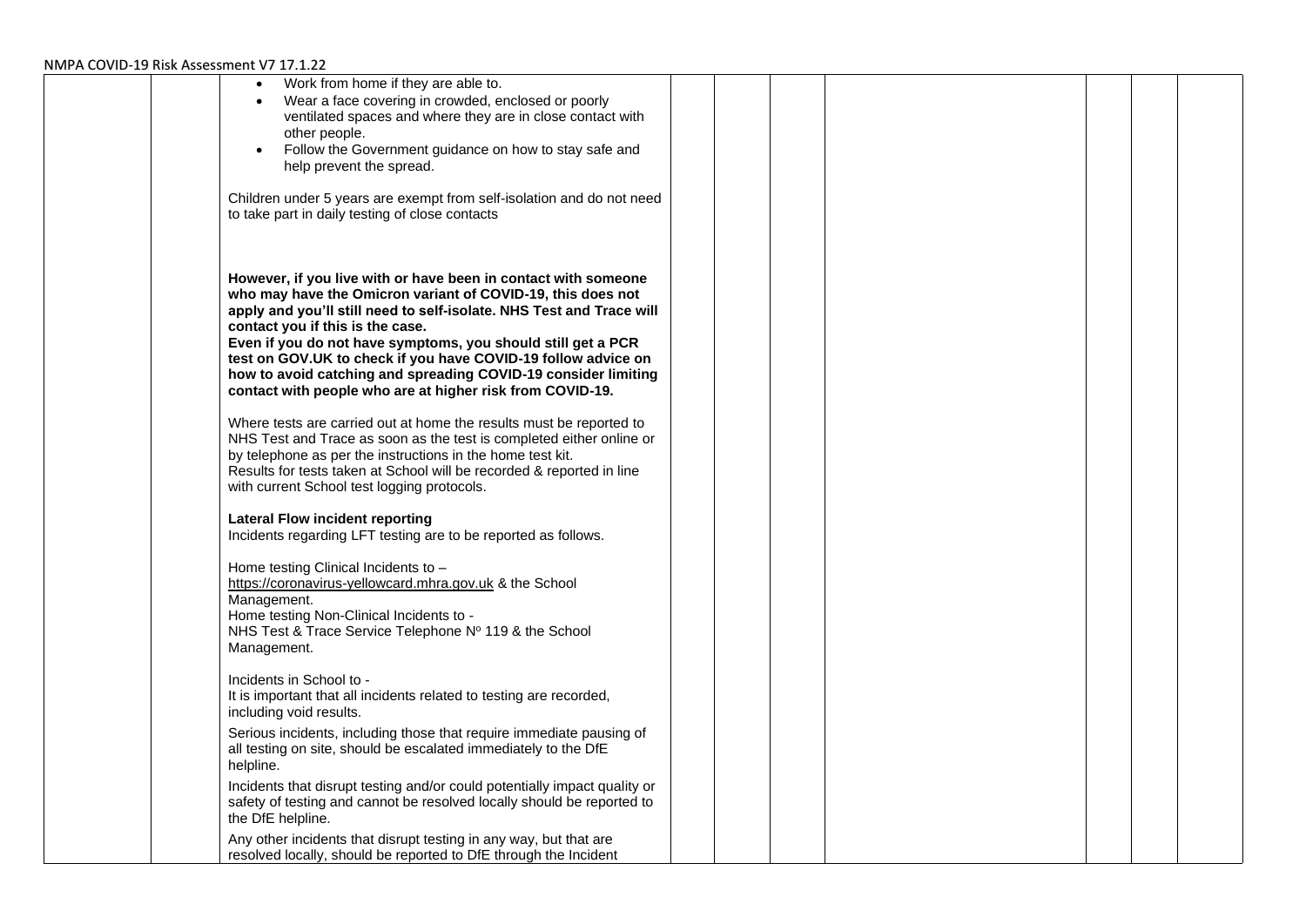| | | | | | | | | |
|---|---|---|---|---|---|---|---|---|
| | | • Work from home if they are able to.<br>• Wear a face covering in crowded, enclosed or poorly ventilated spaces and where they are in close contact with other people.<br>• Follow the Government guidance on how to stay safe and help prevent the spread.<br><br>Children under 5 years are exempt from self-isolation and do not need to take part in daily testing of close contacts<br><br>**However, if you live with or have been in contact with someone who may have the Omicron variant of COVID-19, this does not apply and you'll still need to self-isolate. NHS Test and Trace will contact you if this is the case.**<br>**Even if you do not have symptoms, you should still get a PCR test on GOV.UK to check if you have COVID-19 follow advice on how to avoid catching and spreading COVID-19 consider limiting contact with people who are at higher risk from COVID-19.**<br><br>Where tests are carried out at home the results must be reported to NHS Test and Trace as soon as the test is completed either online or by telephone as per the instructions in the home test kit.<br>Results for tests taken at School will be recorded & reported in line with current School test logging protocols.<br><br>**Lateral Flow incident reporting**<br>Incidents regarding LFT testing are to be reported as follows.<br><br>Home testing Clinical Incidents to – https://coronavirus-yellowcard.mhra.gov.uk & the School Management.<br>Home testing Non-Clinical Incidents to -<br>NHS Test & Trace Service Telephone Nº 119 & the School Management.<br><br>Incidents in School to -<br>It is important that all incidents related to testing are recorded, including void results.<br>Serious incidents, including those that require immediate pausing of all testing on site, should be escalated immediately to the DfE helpline.<br>Incidents that disrupt testing and/or could potentially impact quality or safety of testing and cannot be resolved locally should be reported to the DfE helpline.<br>Any other incidents that disrupt testing in any way, but that are resolved locally, should be reported to DfE through the Incident | | | | | | | |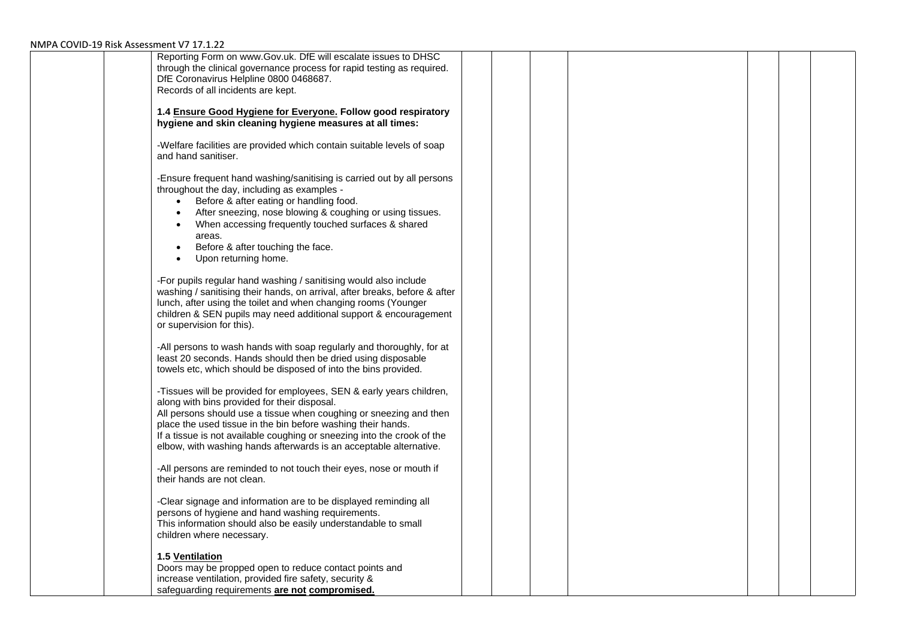| | | | | | | | | | |
|---|---|---|---|---|---|---|---|---|---|
| | | Reporting Form on www.Gov.uk. DfE will escalate issues to DHSC through the clinical governance process for rapid testing as required.<br>DfE Coronavirus Helpline 0800 0468687.<br>Records of all incidents are kept.<br><br>**1.4 <u>Ensure Good Hygiene for Everyone.</u> Follow good respiratory hygiene and skin cleaning hygiene measures at all times:**<br><br>-Welfare facilities are provided which contain suitable levels of soap and hand sanitiser.<br><br>-Ensure frequent hand washing/sanitising is carried out by all persons throughout the day, including as examples -<br>• Before & after eating or handling food.<br>• After sneezing, nose blowing & coughing or using tissues.<br>• When accessing frequently touched surfaces & shared areas.<br>• Before & after touching the face.<br>• Upon returning home.<br><br>-For pupils regular hand washing / sanitising would also include washing / sanitising their hands, on arrival, after breaks, before & after lunch, after using the toilet and when changing rooms (Younger children & SEN pupils may need additional support & encouragement or supervision for this).<br><br>-All persons to wash hands with soap regularly and thoroughly, for at least 20 seconds. Hands should then be dried using disposable towels etc, which should be disposed of into the bins provided.<br><br>-Tissues will be provided for employees, SEN & early years children, along with bins provided for their disposal.<br>All persons should use a tissue when coughing or sneezing and then place the used tissue in the bin before washing their hands.<br>If a tissue is not available coughing or sneezing into the crook of the elbow, with washing hands afterwards is an acceptable alternative.<br><br>-All persons are reminded to not touch their eyes, nose or mouth if their hands are not clean.<br><br>-Clear signage and information are to be displayed reminding all persons of hygiene and hand washing requirements.<br>This information should also be easily understandable to small children where necessary.<br><br>**1.5 <u>Ventilation</u>**<br>Doors may be propped open to reduce contact points and increase ventilation, provided fire safety, security & safeguarding requirements **<u>are not</u> <u>compromised.</u>** | | | | | | | |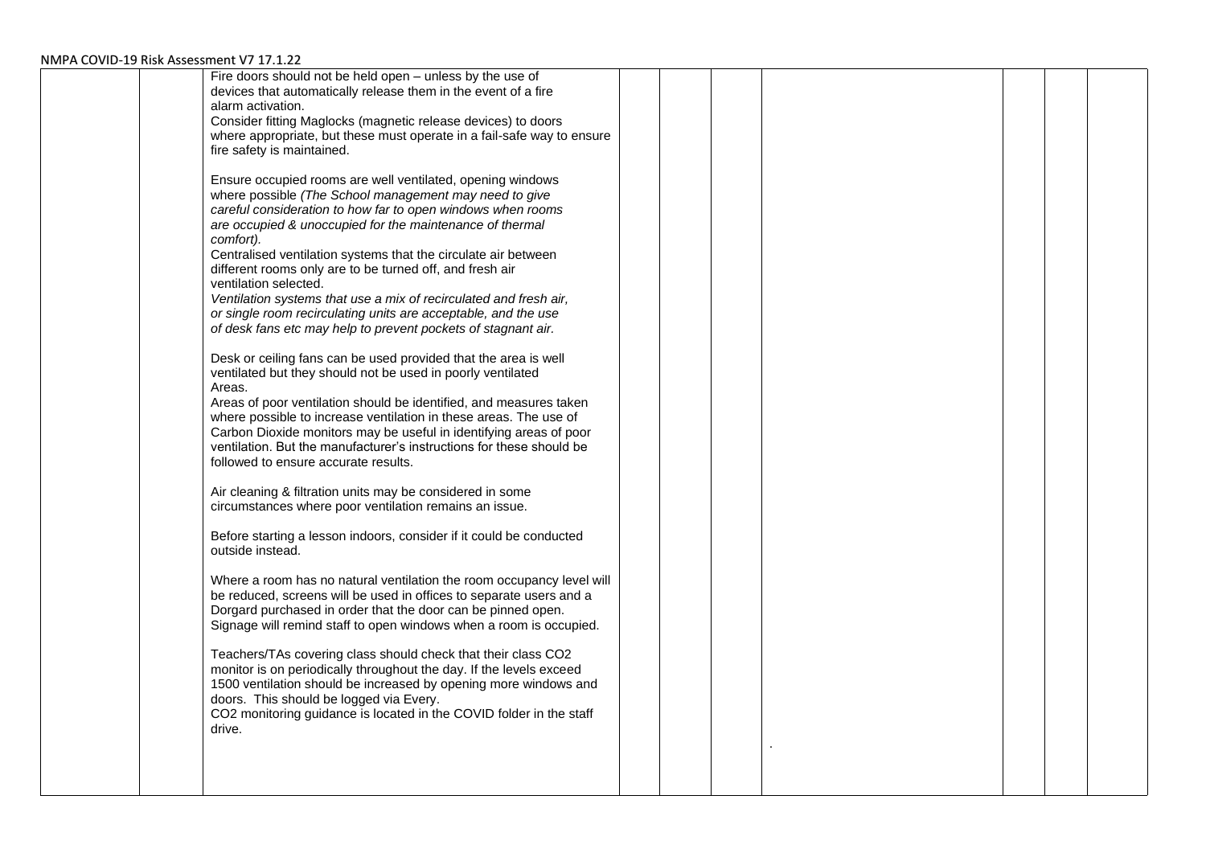| | | | | | | | | | |
|---|---|---|---|---|---|---|---|---|---|
| | | Fire doors should not be held open – unless by the use of devices that automatically release them in the event of a fire alarm activation.<br>Consider fitting Maglocks (magnetic release devices) to doors where appropriate, but these must operate in a fail-safe way to ensure fire safety is maintained.<br><br>Ensure occupied rooms are well ventilated, opening windows where possible *(The School management may need to give careful consideration to how far to open windows when rooms are occupied & unoccupied for the maintenance of thermal comfort).*<br>Centralised ventilation systems that the circulate air between different rooms only are to be turned off, and fresh air ventilation selected.<br>*Ventilation systems that use a mix of recirculated and fresh air, or single room recirculating units are acceptable, and the use of desk fans etc may help to prevent pockets of stagnant air.*<br><br>Desk or ceiling fans can be used provided that the area is well ventilated but they should not be used in poorly ventilated Areas.<br>Areas of poor ventilation should be identified, and measures taken where possible to increase ventilation in these areas. The use of Carbon Dioxide monitors may be useful in identifying areas of poor ventilation. But the manufacturer's instructions for these should be followed to ensure accurate results.<br><br>Air cleaning & filtration units may be considered in some circumstances where poor ventilation remains an issue.<br><br>Before starting a lesson indoors, consider if it could be conducted outside instead.<br><br>Where a room has no natural ventilation the room occupancy level will be reduced, screens will be used in offices to separate users and a Dorgard purchased in order that the door can be pinned open. Signage will remind staff to open windows when a room is occupied.<br><br>Teachers/TAs covering class should check that their class CO2 monitor is on periodically throughout the day. If the levels exceed 1500 ventilation should be increased by opening more windows and doors. This should be logged via Every.<br>CO2 monitoring guidance is located in the COVID folder in the staff drive. | | | | . | | | |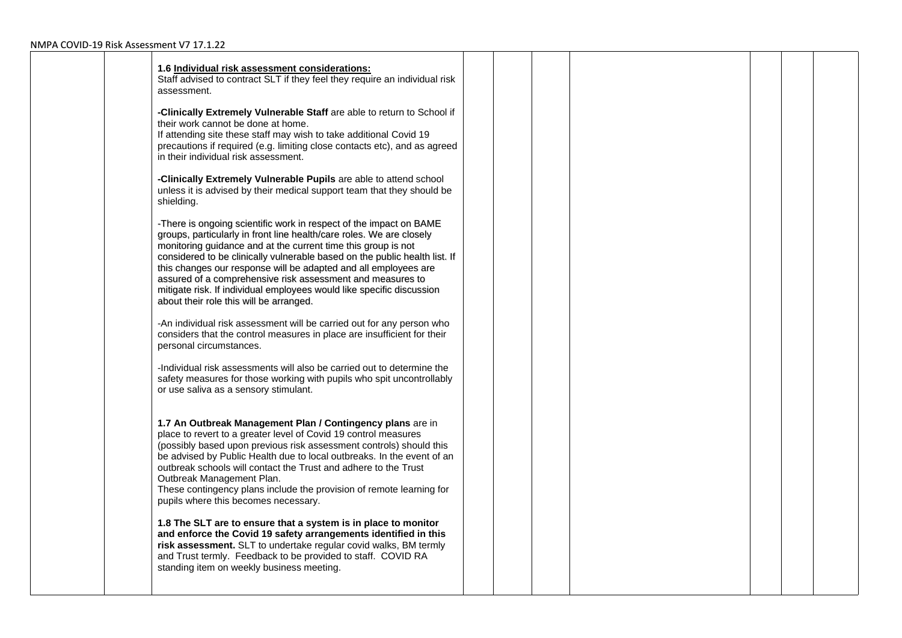|  |  | **1.6 <u>Individual risk assessment considerations:</u>**<br>Staff advised to contract SLT if they feel they require an individual risk assessment.<br><br>**-Clinically Extremely Vulnerable Staff** are able to return to School if their work cannot be done at home.<br>If attending site these staff may wish to take additional Covid 19 precautions if required (e.g. limiting close contacts etc), and as agreed in their individual risk assessment.<br><br>**-Clinically Extremely Vulnerable Pupils** are able to attend school unless it is advised by their medical support team that they should be shielding.<br><br>-There is ongoing scientific work in respect of the impact on BAME groups, particularly in front line health/care roles. We are closely monitoring guidance and at the current time this group is not considered to be clinically vulnerable based on the public health list. If this changes our response will be adapted and all employees are assured of a comprehensive risk assessment and measures to mitigate risk. If individual employees would like specific discussion about their role this will be arranged.<br><br>-An individual risk assessment will be carried out for any person who considers that the control measures in place are insufficient for their personal circumstances.<br><br>-Individual risk assessments will also be carried out to determine the safety measures for those working with pupils who spit uncontrollably or use saliva as a sensory stimulant.<br><br>**1.7 An Outbreak Management Plan / Contingency plans** are in place to revert to a greater level of Covid 19 control measures (possibly based upon previous risk assessment controls) should this be advised by Public Health due to local outbreaks. In the event of an outbreak schools will contact the Trust and adhere to the Trust Outbreak Management Plan.<br>These contingency plans include the provision of remote learning for pupils where this becomes necessary.<br><br>**1.8 The SLT are to ensure that a system is in place to monitor and enforce the Covid 19 safety arrangements identified in this risk assessment.** SLT to undertake regular covid walks, BM termly and Trust termly. Feedback to be provided to staff. COVID RA standing item on weekly business meeting. |  |  |  |  |  |  |  |
|---|---|---|---|---|---|---|---|---|---|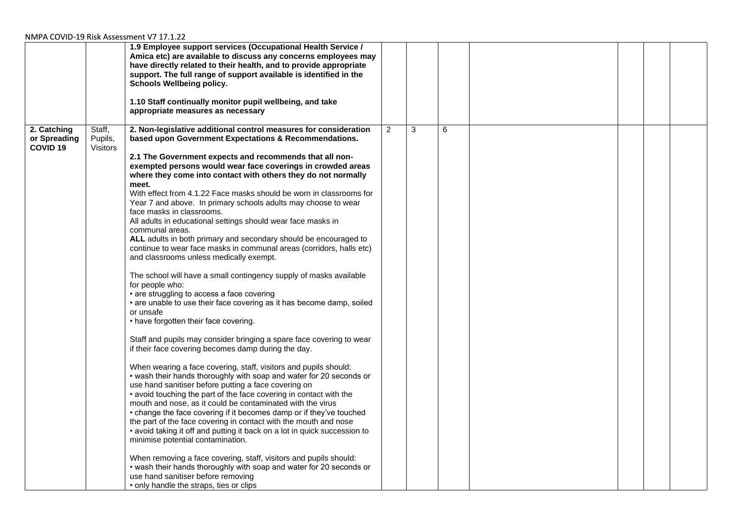| | | | | | | | | | |
|---|---|---|---|---|---|---|---|---|---|
| | | **1.9 Employee support services (Occupational Health Service / Amica etc) are available to discuss any concerns employees may have directly related to their health, and to provide appropriate support. The full range of support available is identified in the Schools Wellbeing policy.**<br><br>**1.10 Staff continually monitor pupil wellbeing, and take appropriate measures as necessary** | | | | | | | |
| **2. Catching or Spreading COVID 19** | Staff, Pupils, Visitors | **2. Non-legislative additional control measures for consideration based upon Government Expectations & Recommendations.**<br><br>**2.1 The Government expects and recommends that all non-exempted persons would wear face coverings in crowded areas where they come into contact with others they do not normally meet.**<br>With effect from 4.1.22 Face masks should be worn in classrooms for Year 7 and above. In primary schools adults may choose to wear face masks in classrooms.<br>All adults in educational settings should wear face masks in communal areas.<br>**ALL** adults in both primary and secondary should be encouraged to continue to wear face masks in communal areas (corridors, halls etc) and classrooms unless medically exempt.<br><br>The school will have a small contingency supply of masks available for people who:<br>• are struggling to access a face covering<br>• are unable to use their face covering as it has become damp, soiled or unsafe<br>• have forgotten their face covering.<br><br>Staff and pupils may consider bringing a spare face covering to wear if their face covering becomes damp during the day.<br><br>When wearing a face covering, staff, visitors and pupils should:<br>• wash their hands thoroughly with soap and water for 20 seconds or use hand sanitiser before putting a face covering on<br>• avoid touching the part of the face covering in contact with the mouth and nose, as it could be contaminated with the virus<br>• change the face covering if it becomes damp or if they've touched the part of the face covering in contact with the mouth and nose<br>• avoid taking it off and putting it back on a lot in quick succession to minimise potential contamination.<br><br>When removing a face covering, staff, visitors and pupils should:<br>• wash their hands thoroughly with soap and water for 20 seconds or use hand sanitiser before removing<br>• only handle the straps, ties or clips | 2 | 3 | 6 | | | | |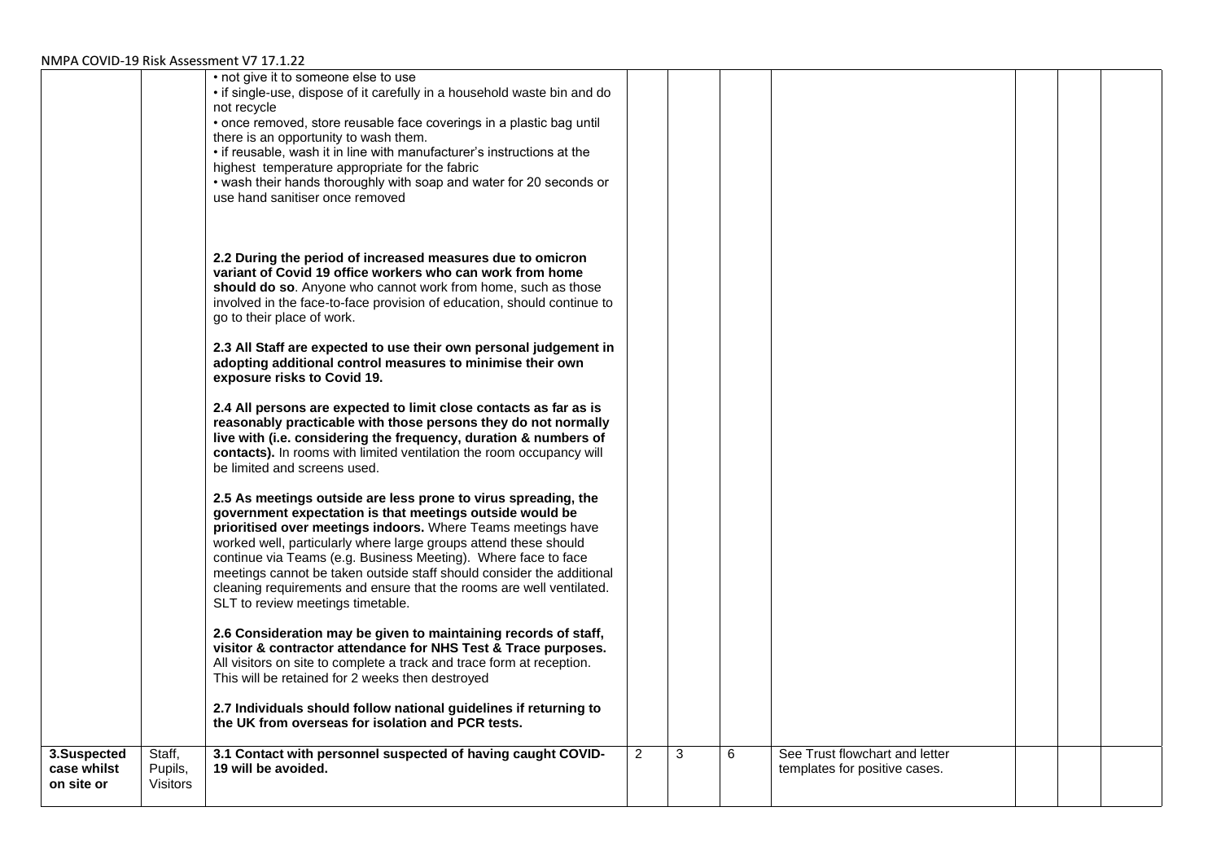| | | | | | | | | | |
|---|---|---|---|---|---|---|---|---|---|
| | | • not give it to someone else to use<br>• if single-use, dispose of it carefully in a household waste bin and do not recycle<br>• once removed, store reusable face coverings in a plastic bag until there is an opportunity to wash them.<br>• if reusable, wash it in line with manufacturer's instructions at the highest temperature appropriate for the fabric<br>• wash their hands thoroughly with soap and water for 20 seconds or use hand sanitiser once removed<br><br>**2.2 During the period of increased measures due to omicron variant of Covid 19 office workers who can work from home should do so**. Anyone who cannot work from home, such as those involved in the face-to-face provision of education, should continue to go to their place of work.<br><br>**2.3 All Staff are expected to use their own personal judgement in adopting additional control measures to minimise their own exposure risks to Covid 19.**<br><br>**2.4 All persons are expected to limit close contacts as far as is reasonably practicable with those persons they do not normally live with (i.e. considering the frequency, duration & numbers of contacts).** In rooms with limited ventilation the room occupancy will be limited and screens used.<br><br>**2.5 As meetings outside are less prone to virus spreading, the government expectation is that meetings outside would be prioritised over meetings indoors.** Where Teams meetings have worked well, particularly where large groups attend these should continue via Teams (e.g. Business Meeting). Where face to face meetings cannot be taken outside staff should consider the additional cleaning requirements and ensure that the rooms are well ventilated. SLT to review meetings timetable.<br><br>**2.6 Consideration may be given to maintaining records of staff, visitor & contractor attendance for NHS Test & Trace purposes.** All visitors on site to complete a track and trace form at reception. This will be retained for 2 weeks then destroyed<br><br>**2.7 Individuals should follow national guidelines if returning to the UK from overseas for isolation and PCR tests.** | | | | | | | |
| **3.Suspected case whilst on site or** | Staff, Pupils, Visitors | **3.1 Contact with personnel suspected of having caught COVID-19 will be avoided.** | 2 | 3 | 6 | See Trust flowchart and letter templates for positive cases. | | | |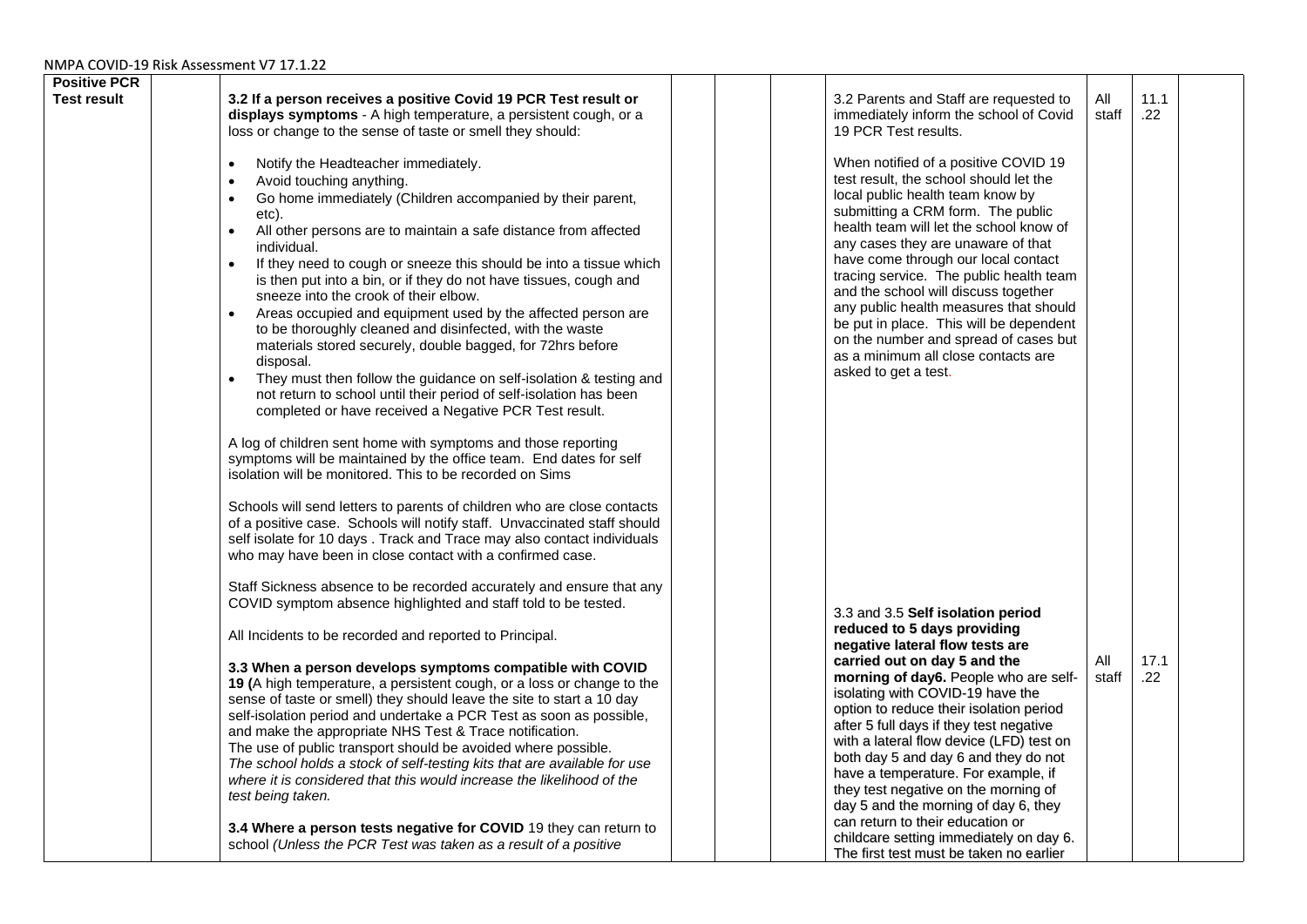| Positive PCR Test result | | **3.2 If a person receives a positive Covid 19 PCR Test result or displays symptoms** - A high temperature, a persistent cough, or a loss or change to the sense of taste or smell they should:<br><br>• Notify the Headteacher immediately.<br>• Avoid touching anything.<br>• Go home immediately (Children accompanied by their parent, etc).<br>• All other persons are to maintain a safe distance from affected individual.<br>• If they need to cough or sneeze this should be into a tissue which is then put into a bin, or if they do not have tissues, cough and sneeze into the crook of their elbow.<br>• Areas occupied and equipment used by the affected person are to be thoroughly cleaned and disinfected, with the waste materials stored securely, double bagged, for 72hrs before disposal.<br>• They must then follow the guidance on self-isolation & testing and not return to school until their period of self-isolation has been completed or have received a Negative PCR Test result.<br><br>A log of children sent home with symptoms and those reporting symptoms will be maintained by the office team. End dates for self isolation will be monitored. This to be recorded on Sims<br><br>Schools will send letters to parents of children who are close contacts of a positive case. Schools will notify staff. Unvaccinated staff should self isolate for 10 days . Track and Trace may also contact individuals who may have been in close contact with a confirmed case.<br><br>Staff Sickness absence to be recorded accurately and ensure that any COVID symptom absence highlighted and staff told to be tested.<br><br>All Incidents to be recorded and reported to Principal.<br><br>**3.3 When a person develops symptoms compatible with COVID 19 (**A high temperature, a persistent cough, or a loss or change to the sense of taste or smell) they should leave the site to start a 10 day self-isolation period and undertake a PCR Test as soon as possible, and make the appropriate NHS Test & Trace notification.<br>The use of public transport should be avoided where possible.<br>*The school holds a stock of self-testing kits that are available for use where it is considered that this would increase the likelihood of the test being taken.*<br><br>**3.4 Where a person tests negative for COVID** 19 they can return to school *(Unless the PCR Test was taken as a result of a positive* | | | | 3.2 Parents and Staff are requested to immediately inform the school of Covid 19 PCR Test results.<br><br>When notified of a positive COVID 19 test result, the school should let the local public health team know by submitting a CRM form. The public health team will let the school know of any cases they are unaware of that have come through our local contact tracing service. The public health team and the school will discuss together any public health measures that should be put in place. This will be dependent on the number and spread of cases but as a minimum all close contacts are asked to get a test.<br><br>3.3 and 3.5 **Self isolation period reduced to 5 days providing negative lateral flow tests are carried out on day 5 and the morning of day6.** People who are self-isolating with COVID-19 have the option to reduce their isolation period after 5 full days if they test negative with a lateral flow device (LFD) test on both day 5 and day 6 and they do not have a temperature. For example, if they test negative on the morning of day 5 and the morning of day 6, they can return to their education or childcare setting immediately on day 6. The first test must be taken no earlier | All staff<br><br>All staff | 11.1 .22<br><br>17.1 .22 | |
|---|---|---|---|---|---|---|---|---|---|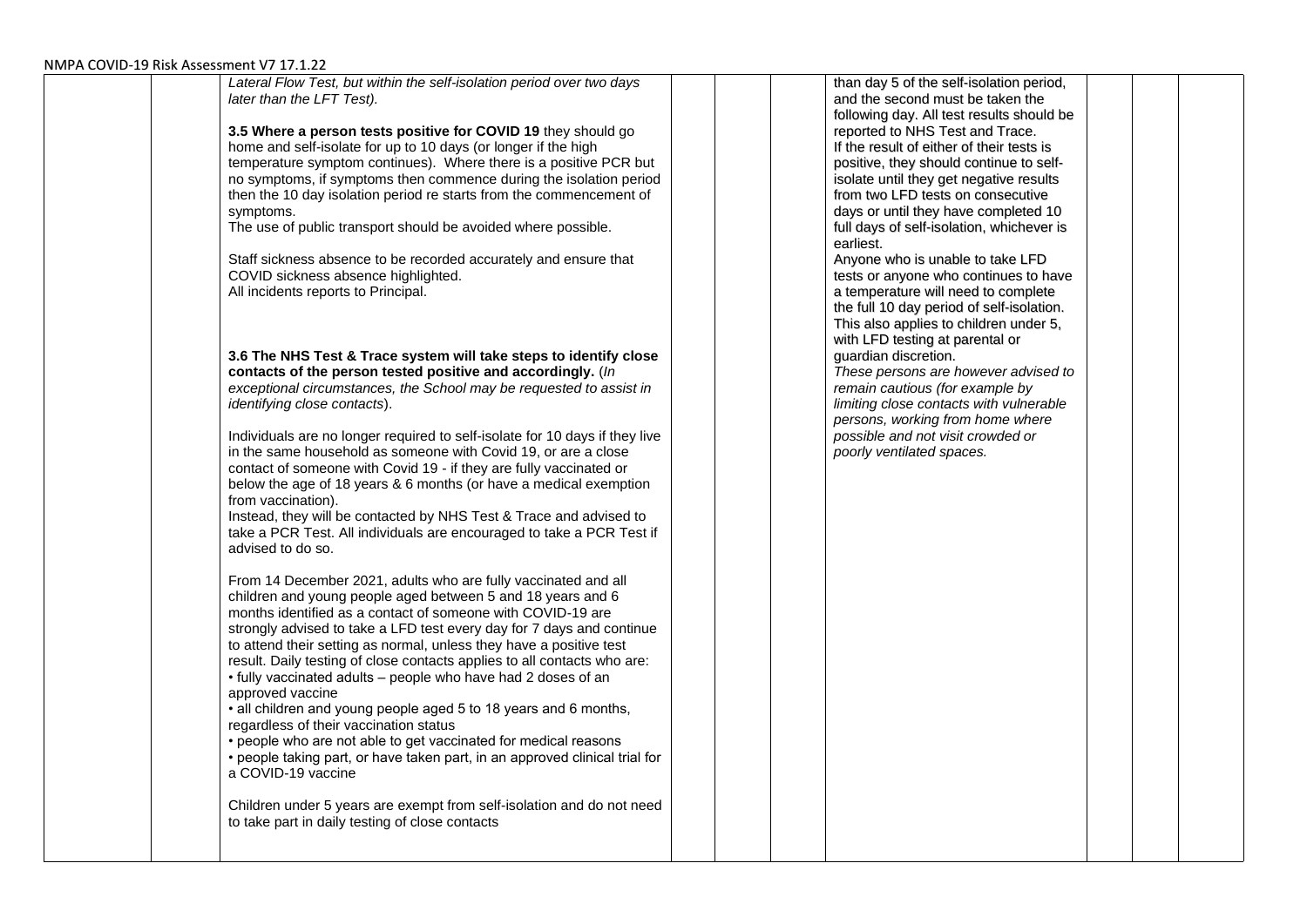| | | | | | | | | | |
|---|---|---|---|---|---|---|---|---|---|
| | | *Lateral Flow Test, but within the self-isolation period over two days later than the LFT Test).*<br><br>**3.5 Where a person tests positive for COVID 19** they should go home and self-isolate for up to 10 days (or longer if the high temperature symptom continues). Where there is a positive PCR but no symptoms, if symptoms then commence during the isolation period then the 10 day isolation period re starts from the commencement of symptoms.<br>The use of public transport should be avoided where possible.<br><br>Staff sickness absence to be recorded accurately and ensure that COVID sickness absence highlighted.<br>All incidents reports to Principal.<br><br>**3.6 The NHS Test & Trace system will take steps to identify close contacts of the person tested positive and accordingly.** (*In exceptional circumstances, the School may be requested to assist in identifying close contacts*).<br><br>Individuals are no longer required to self-isolate for 10 days if they live in the same household as someone with Covid 19, or are a close contact of someone with Covid 19 - if they are fully vaccinated or below the age of 18 years & 6 months (or have a medical exemption from vaccination).<br>Instead, they will be contacted by NHS Test & Trace and advised to take a PCR Test. All individuals are encouraged to take a PCR Test if advised to do so.<br><br>From 14 December 2021, adults who are fully vaccinated and all children and young people aged between 5 and 18 years and 6 months identified as a contact of someone with COVID-19 are strongly advised to take a LFD test every day for 7 days and continue to attend their setting as normal, unless they have a positive test result. Daily testing of close contacts applies to all contacts who are:<br>• fully vaccinated adults – people who have had 2 doses of an approved vaccine<br>• all children and young people aged 5 to 18 years and 6 months, regardless of their vaccination status<br>• people who are not able to get vaccinated for medical reasons<br>• people taking part, or have taken part, in an approved clinical trial for a COVID-19 vaccine<br><br>Children under 5 years are exempt from self-isolation and do not need to take part in daily testing of close contacts | | | | than day 5 of the self-isolation period, and the second must be taken the following day. All test results should be reported to NHS Test and Trace.<br>If the result of either of their tests is positive, they should continue to self-isolate until they get negative results from two LFD tests on consecutive days or until they have completed 10 full days of self-isolation, whichever is earliest.<br>Anyone who is unable to take LFD tests or anyone who continues to have a temperature will need to complete the full 10 day period of self-isolation. This also applies to children under 5, with LFD testing at parental or guardian discretion.<br>*These persons are however advised to remain cautious (for example by limiting close contacts with vulnerable persons, working from home where possible and not visit crowded or poorly ventilated spaces.* | | | |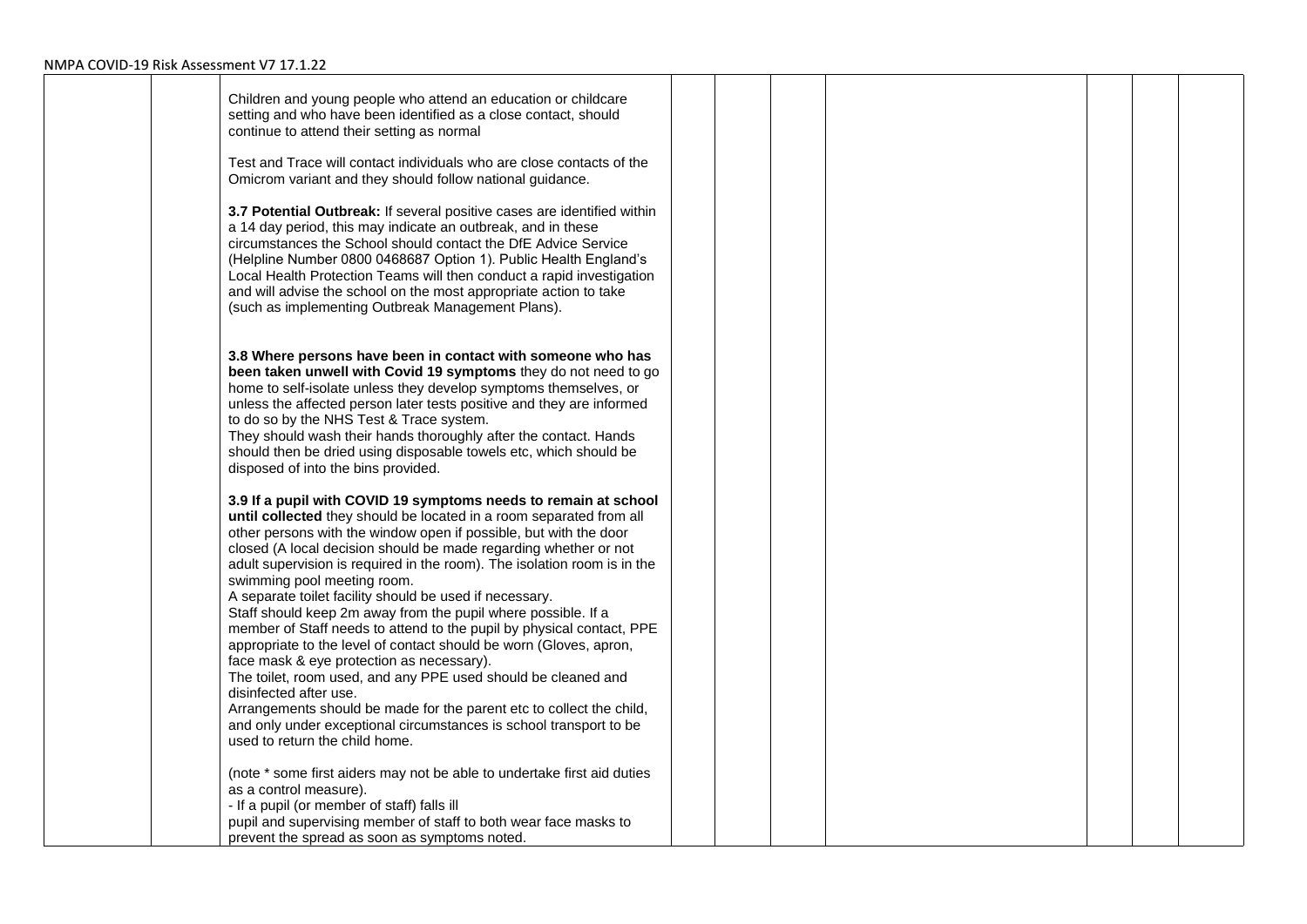| | | | | | | | | | |
|---|---|---|---|---|---|---|---|---|---|
| | | Children and young people who attend an education or childcare setting and who have been identified as a close contact, should continue to attend their setting as normal<br><br>Test and Trace will contact individuals who are close contacts of the Omicrom variant and they should follow national guidance.<br><br>**3.7 Potential Outbreak:** If several positive cases are identified within a 14 day period, this may indicate an outbreak, and in these circumstances the School should contact the DfE Advice Service (Helpline Number 0800 0468687 Option 1). Public Health England's Local Health Protection Teams will then conduct a rapid investigation and will advise the school on the most appropriate action to take (such as implementing Outbreak Management Plans).<br><br>**3.8 Where persons have been in contact with someone who has been taken unwell with Covid 19 symptoms** they do not need to go home to self-isolate unless they develop symptoms themselves, or unless the affected person later tests positive and they are informed to do so by the NHS Test & Trace system.<br>They should wash their hands thoroughly after the contact. Hands should then be dried using disposable towels etc, which should be disposed of into the bins provided.<br><br>**3.9 If a pupil with COVID 19 symptoms needs to remain at school until collected** they should be located in a room separated from all other persons with the window open if possible, but with the door closed (A local decision should be made regarding whether or not adult supervision is required in the room). The isolation room is in the swimming pool meeting room.<br>A separate toilet facility should be used if necessary.<br>Staff should keep 2m away from the pupil where possible. If a member of Staff needs to attend to the pupil by physical contact, PPE appropriate to the level of contact should be worn (Gloves, apron, face mask & eye protection as necessary).<br>The toilet, room used, and any PPE used should be cleaned and disinfected after use.<br>Arrangements should be made for the parent etc to collect the child, and only under exceptional circumstances is school transport to be used to return the child home.<br><br>(note * some first aiders may not be able to undertake first aid duties as a control measure).<br>- If a pupil (or member of staff) falls ill<br>pupil and supervising member of staff to both wear face masks to prevent the spread as soon as symptoms noted. | | | | | | | |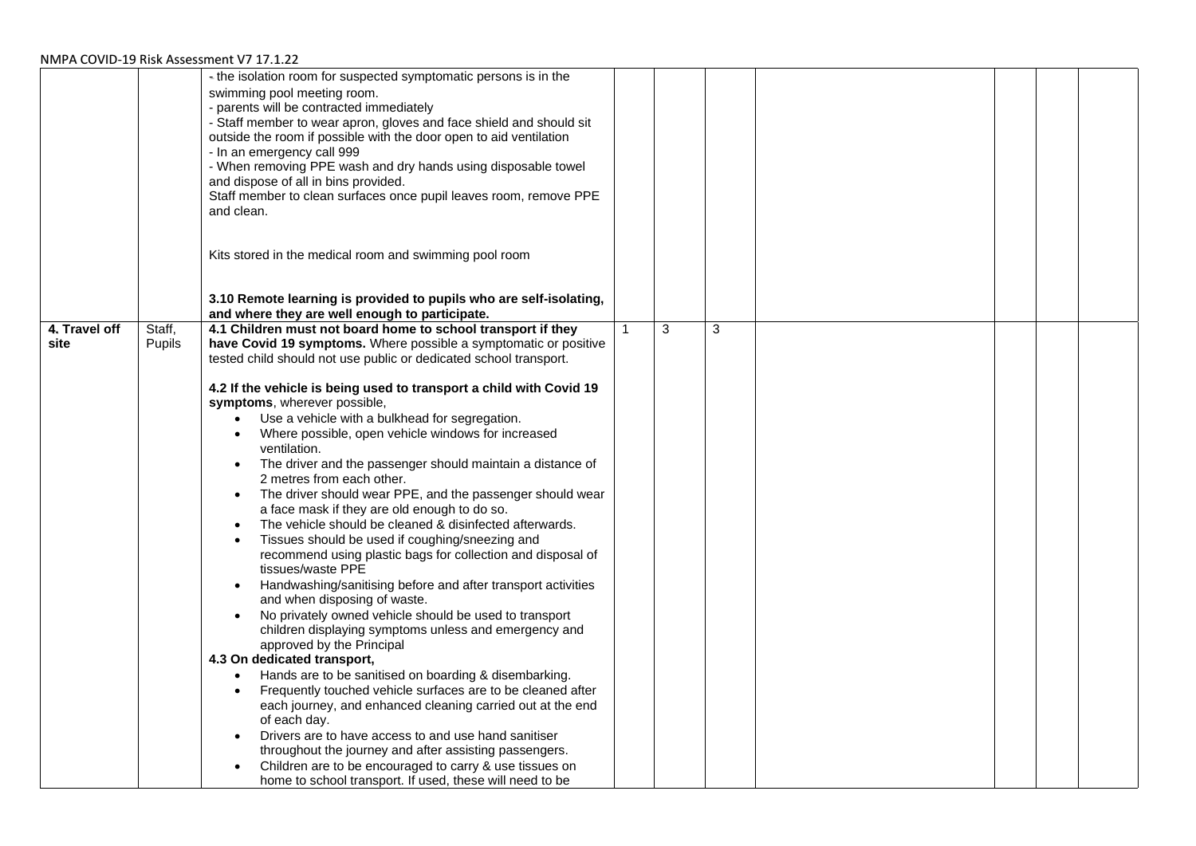| | | | | | | | | | |
|---|---|---|---|---|---|---|---|---|---|
| | | - the isolation room for suspected symptomatic persons is in the swimming pool meeting room.<br>- parents will be contracted immediately<br>- Staff member to wear apron, gloves and face shield and should sit outside the room if possible with the door open to aid ventilation<br>- In an emergency call 999<br>- When removing PPE wash and dry hands using disposable towel and dispose of all in bins provided.<br>Staff member to clean surfaces once pupil leaves room, remove PPE and clean.<br><br>Kits stored in the medical room and swimming pool room<br><br>**3.10 Remote learning is provided to pupils who are self-isolating, and where they are well enough to participate.** | | | | | | | |
| **4. Travel off site** | Staff, Pupils | **4.1 Children must not board home to school transport if they have Covid 19 symptoms.** Where possible a symptomatic or positive tested child should not use public or dedicated school transport.<br><br>**4.2 If the vehicle is being used to transport a child with Covid 19 symptoms**, wherever possible,<br>• Use a vehicle with a bulkhead for segregation.<br>• Where possible, open vehicle windows for increased ventilation.<br>• The driver and the passenger should maintain a distance of 2 metres from each other.<br>• The driver should wear PPE, and the passenger should wear a face mask if they are old enough to do so.<br>• The vehicle should be cleaned & disinfected afterwards.<br>• Tissues should be used if coughing/sneezing and recommend using plastic bags for collection and disposal of tissues/waste PPE<br>• Handwashing/sanitising before and after transport activities and when disposing of waste.<br>• No privately owned vehicle should be used to transport children displaying symptoms unless and emergency and approved by the Principal<br>**4.3 On dedicated transport,**<br>• Hands are to be sanitised on boarding & disembarking.<br>• Frequently touched vehicle surfaces are to be cleaned after each journey, and enhanced cleaning carried out at the end of each day.<br>• Drivers are to have access to and use hand sanitiser throughout the journey and after assisting passengers.<br>• Children are to be encouraged to carry & use tissues on home to school transport. If used, these will need to be | 1 | 3 | 3 | | | | |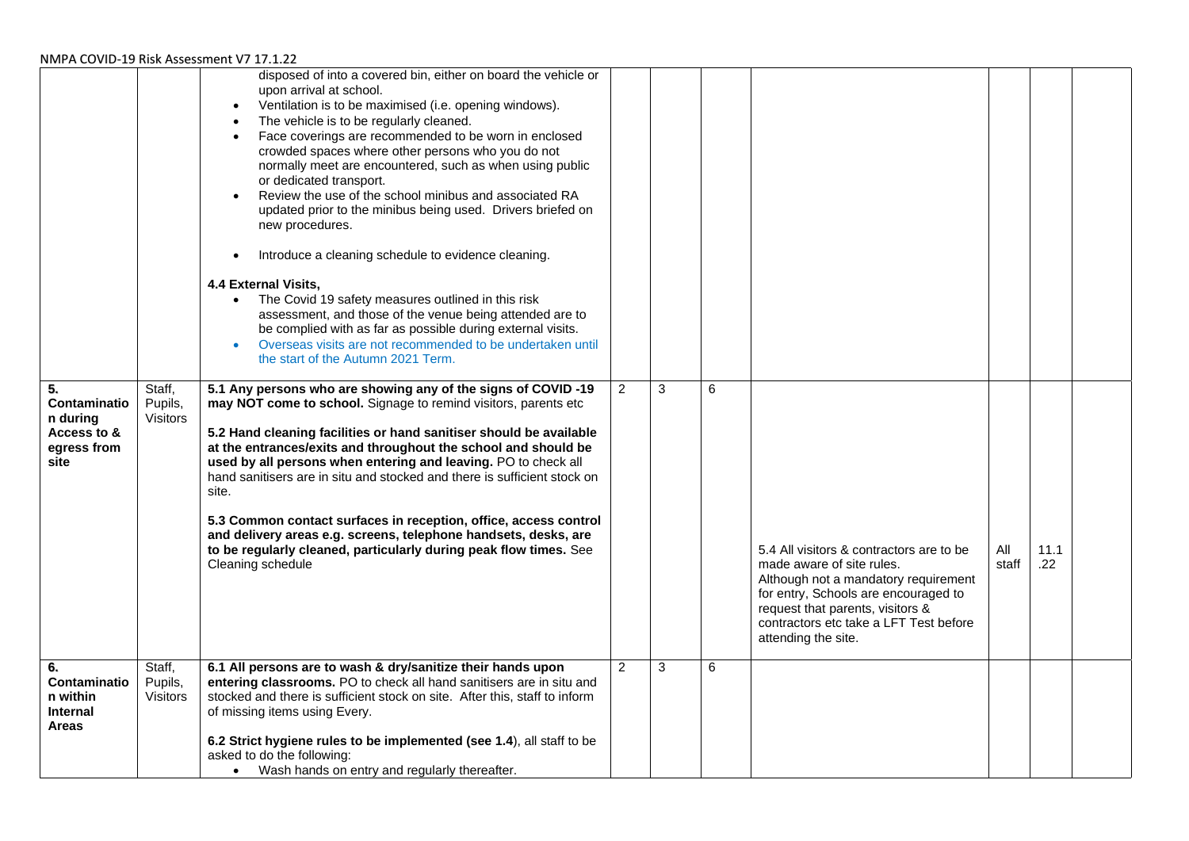| | | | | | | | | | |
|---|---|---|---|---|---|---|---|---|---|
| | | disposed of into a covered bin, either on board the vehicle or upon arrival at school.<br>• Ventilation is to be maximised (i.e. opening windows).<br>• The vehicle is to be regularly cleaned.<br>• Face coverings are recommended to be worn in enclosed crowded spaces where other persons who you do not normally meet are encountered, such as when using public or dedicated transport.<br>• Review the use of the school minibus and associated RA updated prior to the minibus being used. Drivers briefed on new procedures.<br>• Introduce a cleaning schedule to evidence cleaning.<br><br>**4.4 External Visits,**<br>• The Covid 19 safety measures outlined in this risk assessment, and those of the venue being attended are to be complied with as far as possible during external visits.<br>• Overseas visits are not recommended to be undertaken until the start of the Autumn 2021 Term. | | | | | | | |
| **5. Contamination during Access to & egress from site** | Staff, Pupils, Visitors | **5.1 Any persons who are showing any of the signs of COVID -19 may NOT come to school.** Signage to remind visitors, parents etc<br><br>**5.2 Hand cleaning facilities or hand sanitiser should be available at the entrances/exits and throughout the school and should be used by all persons when entering and leaving.** PO to check all hand sanitisers are in situ and stocked and there is sufficient stock on site.<br><br>**5.3 Common contact surfaces in reception, office, access control and delivery areas e.g. screens, telephone handsets, desks, are to be regularly cleaned, particularly during peak flow times.** See Cleaning schedule | 2 | 3 | 6 | 5.4 All visitors & contractors are to be made aware of site rules.<br>Although not a mandatory requirement for entry, Schools are encouraged to request that parents, visitors & contractors etc take a LFT Test before attending the site. | All staff | 11.1.22 | |
| **6. Contamination within Internal Areas** | Staff, Pupils, Visitors | **6.1 All persons are to wash & dry/sanitize their hands upon entering classrooms.** PO to check all hand sanitisers are in situ and stocked and there is sufficient stock on site. After this, staff to inform of missing items using Every.<br><br>**6.2 Strict hygiene rules to be implemented (see 1.4)**, all staff to be asked to do the following:<br>• Wash hands on entry and regularly thereafter. | 2 | 3 | 6 | | | | |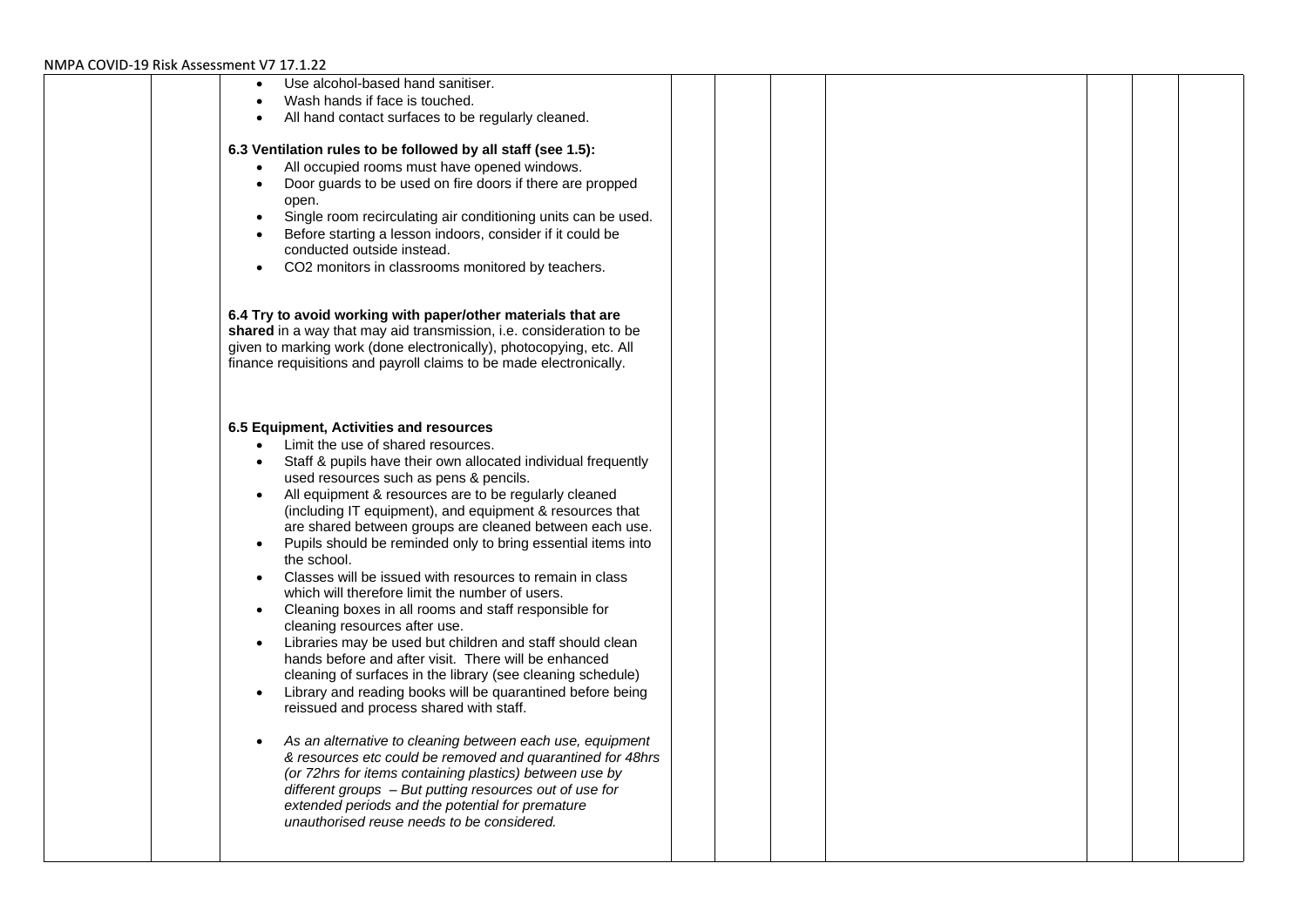| | | | | | | | | | |
|---|---|---|---|---|---|---|---|---|---|
| | | <ul><li>Use alcohol-based hand sanitiser.</li><li>Wash hands if face is touched.</li><li>All hand contact surfaces to be regularly cleaned.</li></ul>**6.3 Ventilation rules to be followed by all staff (see 1.5):**<ul><li>All occupied rooms must have opened windows.</li><li>Door guards to be used on fire doors if there are propped open.</li><li>Single room recirculating air conditioning units can be used.</li><li>Before starting a lesson indoors, consider if it could be conducted outside instead.</li><li>$CO_2$ monitors in classrooms monitored by teachers.</li></ul>**6.4 Try to avoid working with paper/other materials that are shared** in a way that may aid transmission, i.e. consideration to be given to marking work (done electronically), photocopying, etc. All finance requisitions and payroll claims to be made electronically.<br><br>**6.5 Equipment, Activities and resources**<ul><li>Limit the use of shared resources.</li><li>Staff & pupils have their own allocated individual frequently used resources such as pens & pencils.</li><li>All equipment & resources are to be regularly cleaned (including IT equipment), and equipment & resources that are shared between groups are cleaned between each use.</li><li>Pupils should be reminded only to bring essential items into the school.</li><li>Classes will be issued with resources to remain in class which will therefore limit the number of users.</li><li>Cleaning boxes in all rooms and staff responsible for cleaning resources after use.</li><li>Libraries may be used but children and staff should clean hands before and after visit. There will be enhanced cleaning of surfaces in the library (see cleaning schedule)</li><li>Library and reading books will be quarantined before being reissued and process shared with staff.</li><li>*As an alternative to cleaning between each use, equipment & resources etc could be removed and quarantined for 48hrs (or 72hrs for items containing plastics) between use by different groups – But putting resources out of use for extended periods and the potential for premature unauthorised reuse needs to be considered.*</li></ul> | | | | | | | |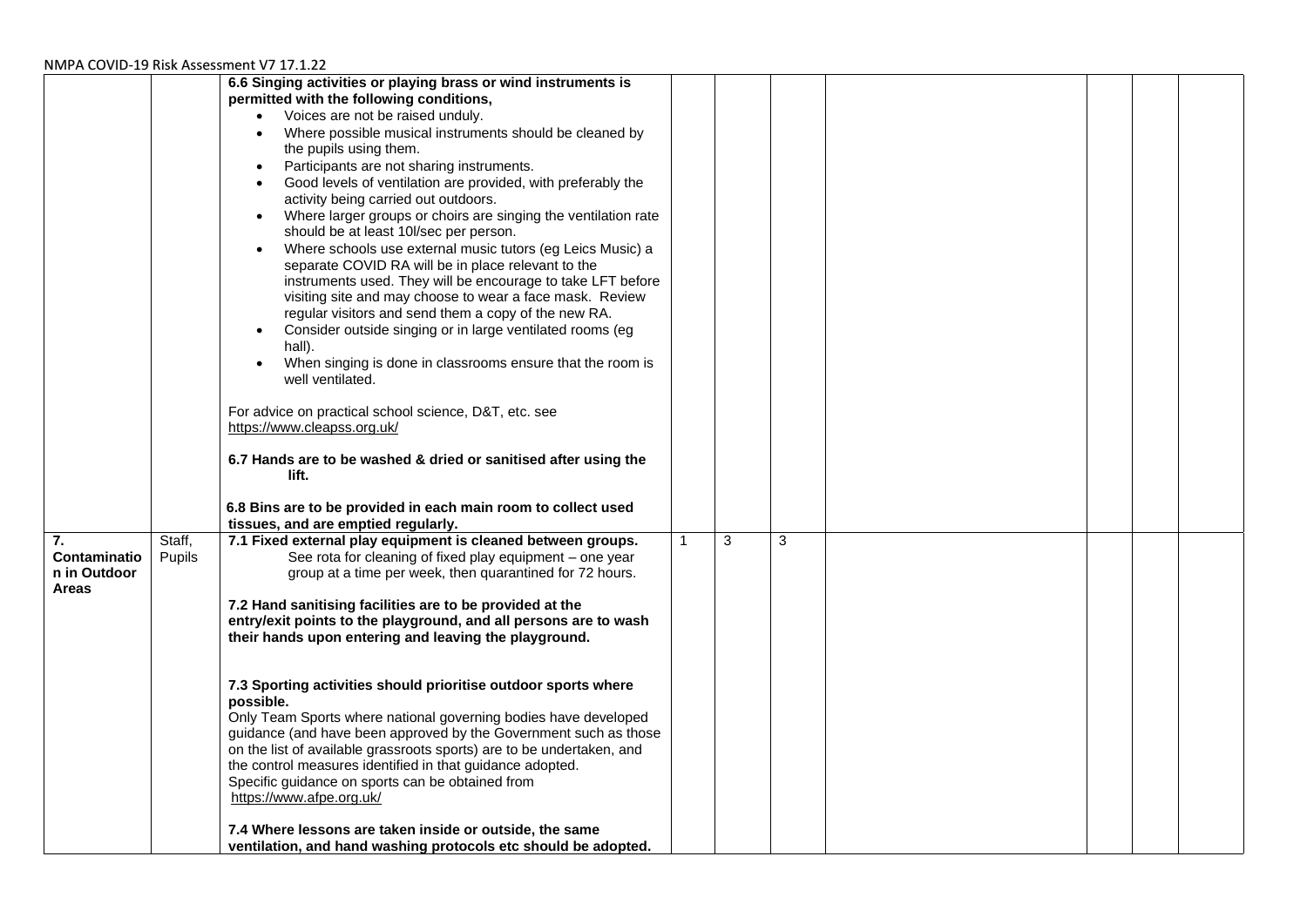| | | | | | | | | | |
|---|---|---|---|---|---|---|---|---|---|
| | | **6.6 Singing activities or playing brass or wind instruments is permitted with the following conditions,**<br>• Voices are not be raised unduly.<br>• Where possible musical instruments should be cleaned by the pupils using them.<br>• Participants are not sharing instruments.<br>• Good levels of ventilation are provided, with preferably the activity being carried out outdoors.<br>• Where larger groups or choirs are singing the ventilation rate should be at least 10l/sec per person.<br>• Where schools use external music tutors (eg Leics Music) a separate COVID RA will be in place relevant to the instruments used. They will be encourage to take LFT before visiting site and may choose to wear a face mask. Review regular visitors and send them a copy of the new RA.<br>• Consider outside singing or in large ventilated rooms (eg hall).<br>• When singing is done in classrooms ensure that the room is well ventilated.<br><br>For advice on practical school science, D&T, etc. see https://www.cleapss.org.uk/<br><br>**6.7 Hands are to be washed & dried or sanitised after using the lift.**<br><br>**6.8 Bins are to be provided in each main room to collect used tissues, and are emptied regularly.** | | | | | | | |
| **7. Contamination in Outdoor Areas** | Staff, Pupils | **7.1 Fixed external play equipment is cleaned between groups.**<br>See rota for cleaning of fixed play equipment – one year group at a time per week, then quarantined for 72 hours.<br><br>**7.2 Hand sanitising facilities are to be provided at the entry/exit points to the playground, and all persons are to wash their hands upon entering and leaving the playground.**<br><br>**7.3 Sporting activities should prioritise outdoor sports where possible.**<br>Only Team Sports where national governing bodies have developed guidance (and have been approved by the Government such as those on the list of available grassroots sports) are to be undertaken, and the control measures identified in that guidance adopted.<br>Specific guidance on sports can be obtained from https://www.afpe.org.uk/<br><br>**7.4 Where lessons are taken inside or outside, the same ventilation, and hand washing protocols etc should be adopted.** | 1 | 3 | 3 | | | | |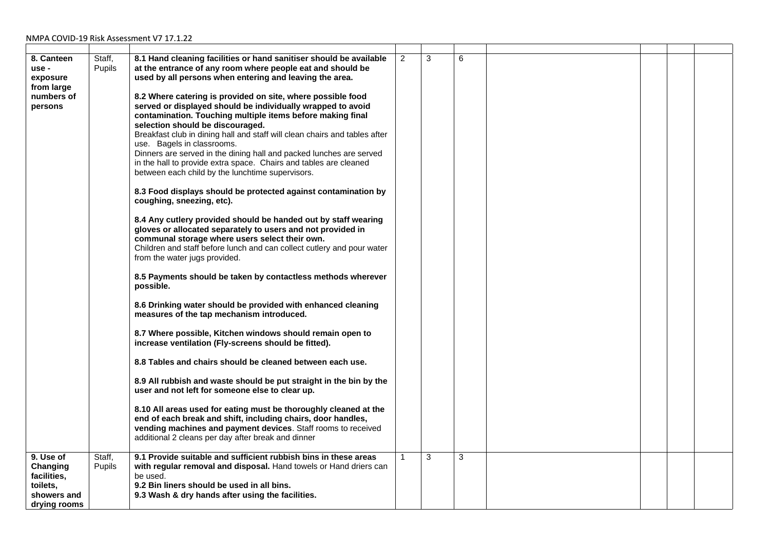| | | | | | | | | | |
|---|---|---|---|---|---|---|---|---|---|
| **8. Canteen use - exposure from large numbers of persons** | Staff, Pupils | **8.1 Hand cleaning facilities or hand sanitiser should be available at the entrance of any room where people eat and should be used by all persons when entering and leaving the area.**<br><br>**8.2 Where catering is provided on site, where possible food served or displayed should be individually wrapped to avoid contamination. Touching multiple items before making final selection should be discouraged.**<br>Breakfast club in dining hall and staff will clean chairs and tables after use. Bagels in classrooms.<br>Dinners are served in the dining hall and packed lunches are served in the hall to provide extra space. Chairs and tables are cleaned between each child by the lunchtime supervisors.<br><br>**8.3 Food displays should be protected against contamination by coughing, sneezing, etc).**<br><br>**8.4 Any cutlery provided should be handed out by staff wearing gloves or allocated separately to users and not provided in communal storage where users select their own.**<br>Children and staff before lunch and can collect cutlery and pour water from the water jugs provided.<br><br>**8.5 Payments should be taken by contactless methods wherever possible.**<br><br>**8.6 Drinking water should be provided with enhanced cleaning measures of the tap mechanism introduced.**<br><br>**8.7 Where possible, Kitchen windows should remain open to increase ventilation (Fly-screens should be fitted).**<br><br>**8.8 Tables and chairs should be cleaned between each use.**<br><br>**8.9 All rubbish and waste should be put straight in the bin by the user and not left for someone else to clear up.**<br><br>**8.10 All areas used for eating must be thoroughly cleaned at the end of each break and shift, including chairs, door handles, vending machines and payment devices**. Staff rooms to received additional 2 cleans per day after break and dinner | 2 | 3 | 6 | | | | |
| **9. Use of Changing facilities, toilets, showers and drying rooms** | Staff, Pupils | **9.1 Provide suitable and sufficient rubbish bins in these areas with regular removal and disposal.** Hand towels or Hand driers can be used.<br>**9.2 Bin liners should be used in all bins.**<br>**9.3 Wash & dry hands after using the facilities.** | 1 | 3 | 3 | | | | |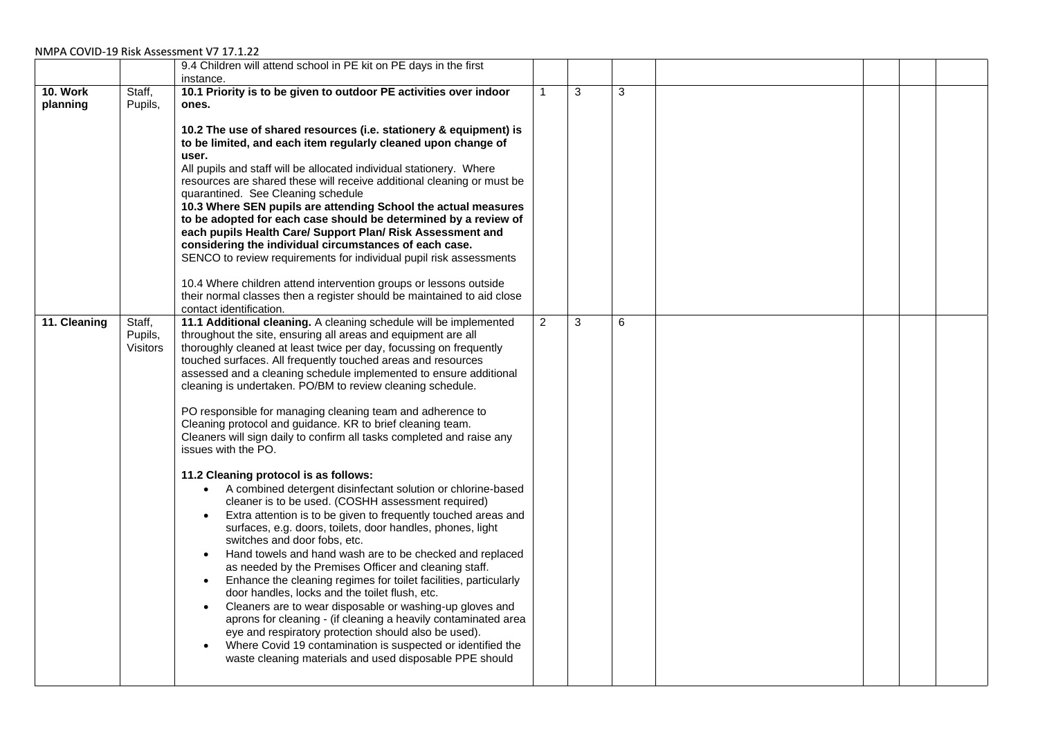| | | 9.4 Children will attend school in PE kit on PE days in the first instance. | | | | | | | |
|---|---|---|---|---|---|---|---|---|---|
| **10. Work planning** | Staff, Pupils, | **10.1 Priority is to be given to outdoor PE activities over indoor ones.**<br><br>**10.2 The use of shared resources (i.e. stationery & equipment) is to be limited, and each item regularly cleaned upon change of user.**<br>All pupils and staff will be allocated individual stationery. Where resources are shared these will receive additional cleaning or must be quarantined. See Cleaning schedule<br>**10.3 Where SEN pupils are attending School the actual measures to be adopted for each case should be determined by a review of each pupils Health Care/ Support Plan/ Risk Assessment and considering the individual circumstances of each case.**<br>SENCO to review requirements for individual pupil risk assessments<br><br>10.4 Where children attend intervention groups or lessons outside their normal classes then a register should be maintained to aid close contact identification. | 1 | 3 | 3 | | | | |
| **11. Cleaning** | Staff, Pupils, Visitors | **11.1 Additional cleaning.** A cleaning schedule will be implemented throughout the site, ensuring all areas and equipment are all thoroughly cleaned at least twice per day, focussing on frequently touched surfaces. All frequently touched areas and resources assessed and a cleaning schedule implemented to ensure additional cleaning is undertaken. PO/BM to review cleaning schedule.<br><br>PO responsible for managing cleaning team and adherence to Cleaning protocol and guidance. KR to brief cleaning team.<br>Cleaners will sign daily to confirm all tasks completed and raise any issues with the PO.<br><br>**11.2 Cleaning protocol is as follows:**<br>• A combined detergent disinfectant solution or chlorine-based cleaner is to be used. (COSHH assessment required)<br>• Extra attention is to be given to frequently touched areas and surfaces, e.g. doors, toilets, door handles, phones, light switches and door fobs, etc.<br>• Hand towels and hand wash are to be checked and replaced as needed by the Premises Officer and cleaning staff.<br>• Enhance the cleaning regimes for toilet facilities, particularly door handles, locks and the toilet flush, etc.<br>• Cleaners are to wear disposable or washing-up gloves and aprons for cleaning - (if cleaning a heavily contaminated area eye and respiratory protection should also be used).<br>• Where Covid 19 contamination is suspected or identified the waste cleaning materials and used disposable PPE should | 2 | 3 | 6 | | | | |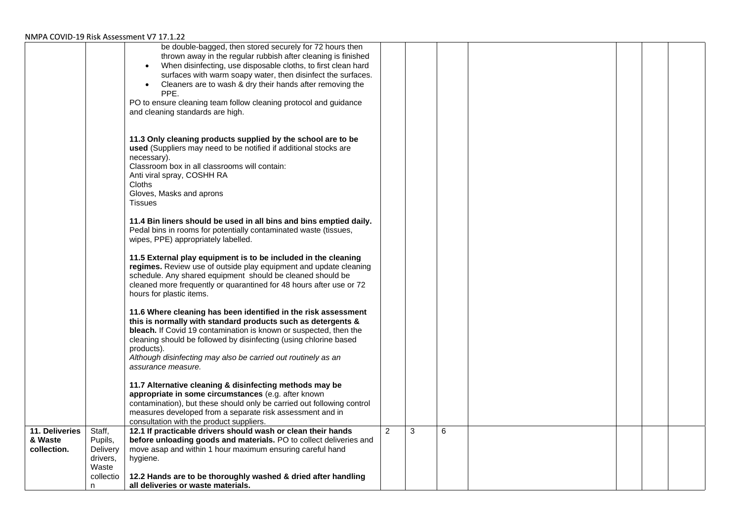| | | | | | | | | | |
|---|---|---|---|---|---|---|---|---|---|
| | | be double-bagged, then stored securely for 72 hours then thrown away in the regular rubbish after cleaning is finished<br>• When disinfecting, use disposable cloths, to first clean hard surfaces with warm soapy water, then disinfect the surfaces.<br>• Cleaners are to wash & dry their hands after removing the PPE.<br>PO to ensure cleaning team follow cleaning protocol and guidance and cleaning standards are high.<br><br>**11.3 Only cleaning products supplied by the school are to be used** (Suppliers may need to be notified if additional stocks are necessary).<br>Classroom box in all classrooms will contain:<br>Anti viral spray, COSHH RA<br>Cloths<br>Gloves, Masks and aprons<br>Tissues<br><br>**11.4 Bin liners should be used in all bins and bins emptied daily.** Pedal bins in rooms for potentially contaminated waste (tissues, wipes, PPE) appropriately labelled.<br><br>**11.5 External play equipment is to be included in the cleaning regimes.** Review use of outside play equipment and update cleaning schedule. Any shared equipment should be cleaned should be cleaned more frequently or quarantined for 48 hours after use or 72 hours for plastic items.<br><br>**11.6 Where cleaning has been identified in the risk assessment this is normally with standard products such as detergents & bleach.** If Covid 19 contamination is known or suspected, then the cleaning should be followed by disinfecting (using chlorine based products).<br>*Although disinfecting may also be carried out routinely as an assurance measure.*<br><br>**11.7 Alternative cleaning & disinfecting methods may be appropriate in some circumstances** (e.g. after known contamination), but these should only be carried out following control measures developed from a separate risk assessment and in consultation with the product suppliers. | | | | | | | |
| **11. Deliveries & Waste collection.** | Staff, Pupils, Delivery drivers, Waste collection | **12.1 If practicable drivers should wash or clean their hands before unloading goods and materials.** PO to collect deliveries and move asap and within 1 hour maximum ensuring careful hand hygiene.<br><br>**12.2 Hands are to be thoroughly washed & dried after handling all deliveries or waste materials.** | 2 | 3 | 6 | | | | |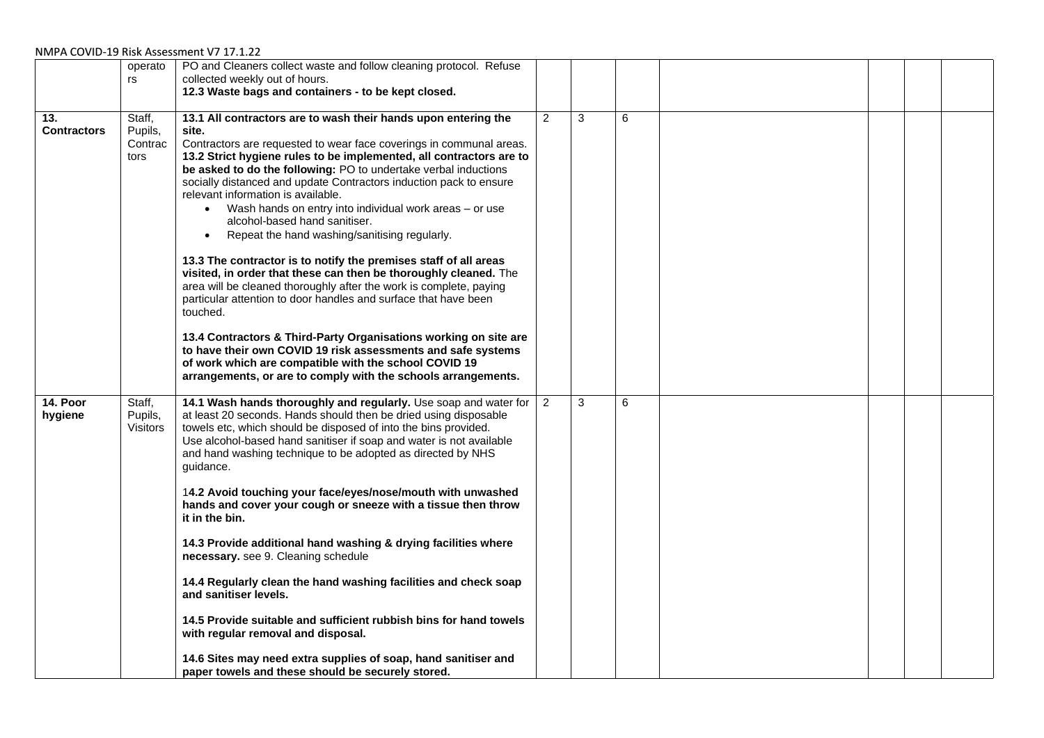| | operators | PO and Cleaners collect waste and follow cleaning protocol. Refuse collected weekly out of hours.<br>**12.3 Waste bags and containers - to be kept closed.** | | | | | | | |
|---|---|---|---|---|---|---|---|---|---|
| **13. Contractors** | Staff, Pupils, Contractors | **13.1 All contractors are to wash their hands upon entering the site.**<br>Contractors are requested to wear face coverings in communal areas.<br>**13.2 Strict hygiene rules to be implemented, all contractors are to be asked to do the following:** PO to undertake verbal inductions socially distanced and update Contractors induction pack to ensure relevant information is available.<br>• Wash hands on entry into individual work areas – or use alcohol-based hand sanitiser.<br>• Repeat the hand washing/sanitising regularly.<br><br>**13.3 The contractor is to notify the premises staff of all areas visited, in order that these can then be thoroughly cleaned.** The area will be cleaned thoroughly after the work is complete, paying particular attention to door handles and surface that have been touched.<br><br>**13.4 Contractors & Third-Party Organisations working on site are to have their own COVID 19 risk assessments and safe systems of work which are compatible with the school COVID 19 arrangements, or are to comply with the schools arrangements.** | 2 | 3 | 6 | | | | |
| **14. Poor hygiene** | Staff, Pupils, Visitors | **14.1 Wash hands thoroughly and regularly.** Use soap and water for at least 20 seconds. Hands should then be dried using disposable towels etc, which should be disposed of into the bins provided.<br>Use alcohol-based hand sanitiser if soap and water is not available and hand washing technique to be adopted as directed by NHS guidance.<br><br>**14.2 Avoid touching your face/eyes/nose/mouth with unwashed hands and cover your cough or sneeze with a tissue then throw it in the bin.**<br><br>**14.3 Provide additional hand washing & drying facilities where necessary.** see 9. Cleaning schedule<br><br>**14.4 Regularly clean the hand washing facilities and check soap and sanitiser levels.**<br><br>**14.5 Provide suitable and sufficient rubbish bins for hand towels with regular removal and disposal.**<br><br>**14.6 Sites may need extra supplies of soap, hand sanitiser and paper towels and these should be securely stored.** | 2 | 3 | 6 | | | | |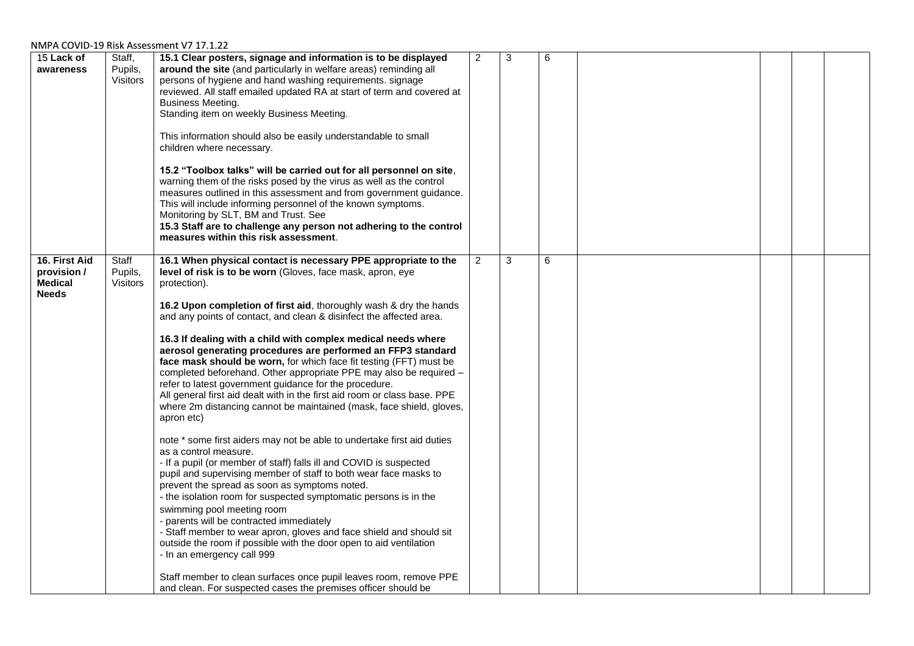| 15 **Lack of awareness** | Staff, Pupils, Visitors | **15.1 Clear posters, signage and information is to be displayed around the site** (and particularly in welfare areas) reminding all persons of hygiene and hand washing requirements. signage reviewed. All staff emailed updated RA at start of term and covered at Business Meeting.<br>Standing item on weekly Business Meeting.<br><br>This information should also be easily understandable to small children where necessary.<br><br>**15.2 "Toolbox talks" will be carried out for all personnel on site**, warning them of the risks posed by the virus as well as the control measures outlined in this assessment and from government guidance. This will include informing personnel of the known symptoms.<br>Monitoring by SLT, BM and Trust. See<br>**15.3 Staff are to challenge any person not adhering to the control measures within this risk assessment**. | 2 | 3 | 6 | | | | |
|---|---|---|---|---|---|---|---|---|---|
| **16. First Aid provision / Medical Needs** | Staff Pupils, Visitors | **16.1 When physical contact is necessary PPE appropriate to the level of risk is to be worn** (Gloves, face mask, apron, eye protection).<br><br>**16.2 Upon completion of first aid**, thoroughly wash & dry the hands and any points of contact, and clean & disinfect the affected area.<br><br>**16.3 If dealing with a child with complex medical needs where aerosol generating procedures are performed an FFP3 standard face mask should be worn,** for which face fit testing (FFT) must be completed beforehand. Other appropriate PPE may also be required – refer to latest government guidance for the procedure.<br>All general first aid dealt with in the first aid room or class base. PPE where 2m distancing cannot be maintained (mask, face shield, gloves, apron etc)<br><br>note * some first aiders may not be able to undertake first aid duties as a control measure.<br>- If a pupil (or member of staff) falls ill and COVID is suspected pupil and supervising member of staff to both wear face masks to prevent the spread as soon as symptoms noted.<br>- the isolation room for suspected symptomatic persons is in the swimming pool meeting room<br>- parents will be contracted immediately<br>- Staff member to wear apron, gloves and face shield and should sit outside the room if possible with the door open to aid ventilation<br>- In an emergency call 999<br><br>Staff member to clean surfaces once pupil leaves room, remove PPE and clean. For suspected cases the premises officer should be | 2 | 3 | 6 | | | | |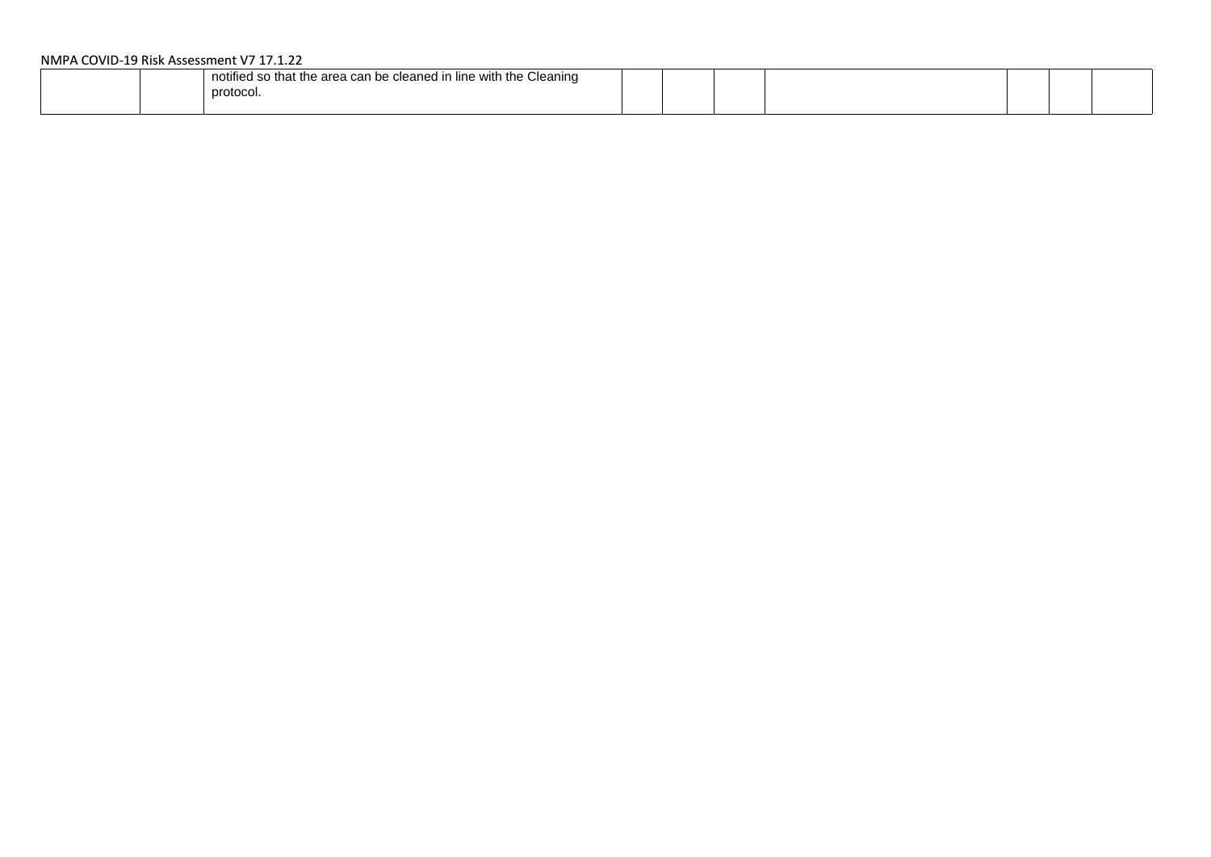| | | | | | | | | | |
|---|---|---|---|---|---|---|---|---|---|
| | | notified so that the area can be cleaned in line with the Cleaning protocol. | | | | | | | |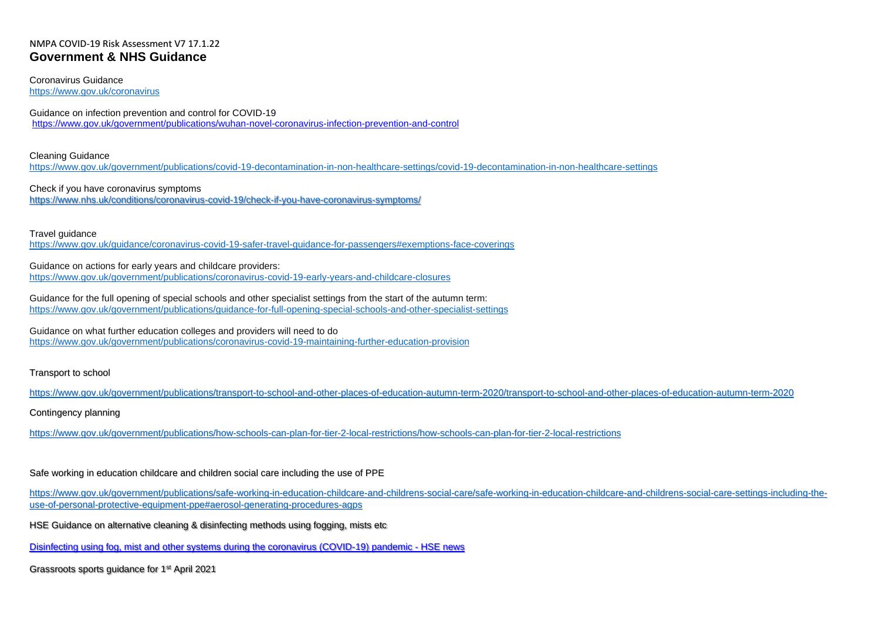NMPA COVID-19 Risk Assessment V7 17.1.22

## Government & NHS Guidance

Coronavirus Guidance
https://www.gov.uk/coronavirus

Guidance on infection prevention and control for COVID-19
https://www.gov.uk/government/publications/wuhan-novel-coronavirus-infection-prevention-and-control

Cleaning Guidance
https://www.gov.uk/government/publications/covid-19-decontamination-in-non-healthcare-settings/covid-19-decontamination-in-non-healthcare-settings

Check if you have coronavirus symptoms
https://www.nhs.uk/conditions/coronavirus-covid-19/check-if-you-have-coronavirus-symptoms/

Travel guidance
https://www.gov.uk/guidance/coronavirus-covid-19-safer-travel-guidance-for-passengers#exemptions-face-coverings

Guidance on actions for early years and childcare providers:
https://www.gov.uk/government/publications/coronavirus-covid-19-early-years-and-childcare-closures

Guidance for the full opening of special schools and other specialist settings from the start of the autumn term:
https://www.gov.uk/government/publications/guidance-for-full-opening-special-schools-and-other-specialist-settings

Guidance on what further education colleges and providers will need to do
https://www.gov.uk/government/publications/coronavirus-covid-19-maintaining-further-education-provision

Transport to school

https://www.gov.uk/government/publications/transport-to-school-and-other-places-of-education-autumn-term-2020/transport-to-school-and-other-places-of-education-autumn-term-2020

Contingency planning

https://www.gov.uk/government/publications/how-schools-can-plan-for-tier-2-local-restrictions/how-schools-can-plan-for-tier-2-local-restrictions

Safe working in education childcare and children social care including the use of PPE

https://www.gov.uk/government/publications/safe-working-in-education-childcare-and-childrens-social-care/safe-working-in-education-childcare-and-childrens-social-care-settings-including-the-use-of-personal-protective-equipment-ppe#aerosol-generating-procedures-agps

HSE Guidance on alternative cleaning & disinfecting methods using fogging, mists etc

Disinfecting using fog, mist and other systems during the coronavirus (COVID-19) pandemic - HSE news

Grassroots sports guidance for 1st April 2021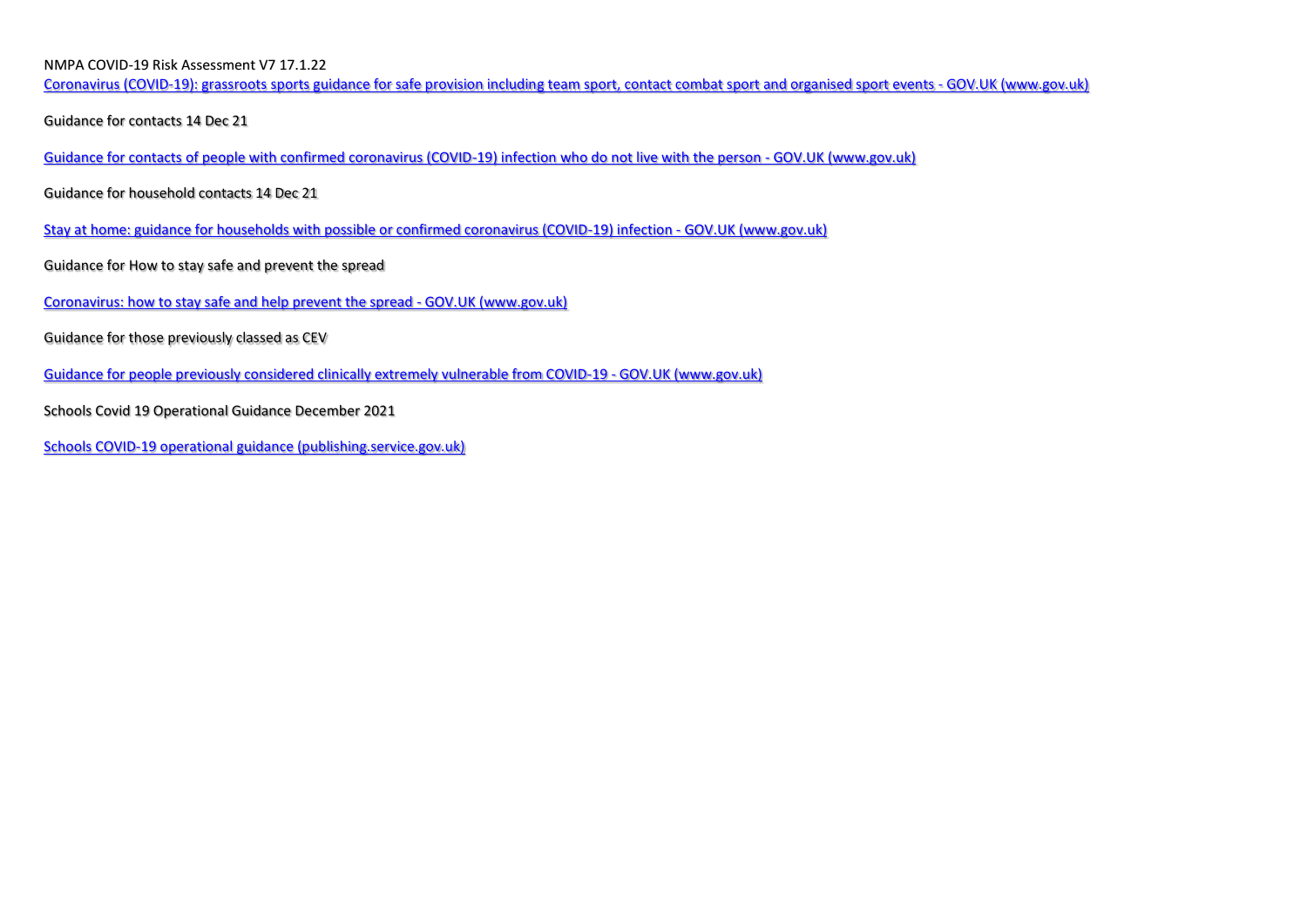NMPA COVID-19 Risk Assessment V7 17.1.22

Coronavirus (COVID-19): grassroots sports guidance for safe provision including team sport, contact combat sport and organised sport events - GOV.UK (www.gov.uk)

Guidance for contacts 14 Dec 21

Guidance for contacts of people with confirmed coronavirus (COVID-19) infection who do not live with the person - GOV.UK (www.gov.uk)

Guidance for household contacts 14 Dec 21

Stay at home: guidance for households with possible or confirmed coronavirus (COVID-19) infection - GOV.UK (www.gov.uk)

Guidance for How to stay safe and prevent the spread

Coronavirus: how to stay safe and help prevent the spread - GOV.UK (www.gov.uk)

Guidance for those previously classed as CEV

Guidance for people previously considered clinically extremely vulnerable from COVID-19 - GOV.UK (www.gov.uk)

Schools Covid 19 Operational Guidance December 2021

Schools COVID-19 operational guidance (publishing.service.gov.uk)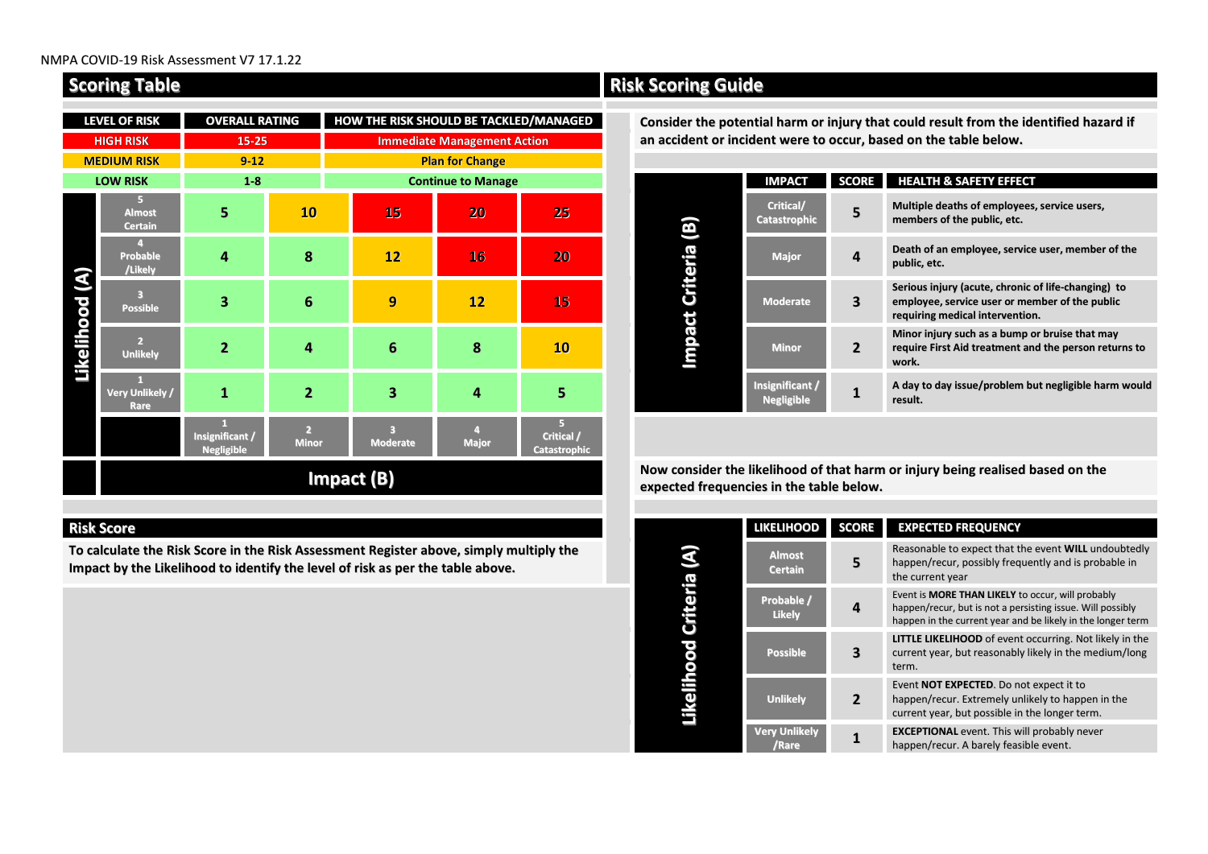NMPA COVID-19 Risk Assessment V7 17.1.22

## Scoring Table

| LEVEL OF RISK | OVERALL RATING | HOW THE RISK SHOULD BE TACKLED/MANAGED |
|---|---|---|
| HIGH RISK | 15-25 | Immediate Management Action |
| MEDIUM RISK | 9-12 | Plan for Change |
| LOW RISK | 1-8 | Continue to Manage |

| Likelihood (A) | 1 Insignificant / Negligible | 2 Minor | 3 Moderate | 4 Major | 5 Critical / Catastrophic |
|---|---|---|---|---|---|
| 5 Almost Certain | 5 | 10 | 15 | 20 | 25 |
| 4 Probable /Likely | 4 | 8 | 12 | 16 | 20 |
| 3 Possible | 3 | 6 | 9 | 12 | 15 |
| 2 Unlikely | 2 | 4 | 6 | 8 | 10 |
| 1 Very Unlikely / Rare | 1 | 2 | 3 | 4 | 5 |

**Impact (B)**

### Risk Score

**To calculate the Risk Score in the Risk Assessment Register above, simply multiply the Impact by the Likelihood to identify the level of risk as per the table above.**

## Risk Scoring Guide

**Consider the potential harm or injury that could result from the identified hazard if an accident or incident were to occur, based on the table below.**

**Impact Criteria (B)**

| IMPACT | SCORE | HEALTH & SAFETY EFFECT |
|---|---|---|
| Critical/ Catastrophic | 5 | Multiple deaths of employees, service users, members of the public, etc. |
| Major | 4 | Death of an employee, service user, member of the public, etc. |
| Moderate | 3 | Serious injury (acute, chronic of life-changing) to employee, service user or member of the public requiring medical intervention. |
| Minor | 2 | Minor injury such as a bump or bruise that may require First Aid treatment and the person returns to work. |
| Insignificant / Negligible | 1 | A day to day issue/problem but negligible harm would result. |

**Now consider the likelihood of that harm or injury being realised based on the expected frequencies in the table below.**

**Likelihood Criteria (A)**

| LIKELIHOOD | SCORE | EXPECTED FREQUENCY |
|---|---|---|
| Almost Certain | 5 | Reasonable to expect that the event **WILL** undoubtedly happen/recur, possibly frequently and is probable in the current year |
| Probable / Likely | 4 | Event is **MORE THAN LIKELY** to occur, will probably happen/recur, but is not a persisting issue. Will possibly happen in the current year and be likely in the longer term |
| Possible | 3 | **LITTLE LIKELIHOOD** of event occurring. Not likely in the current year, but reasonably likely in the medium/long term. |
| Unlikely | 2 | Event **NOT EXPECTED**. Do not expect it to happen/recur. Extremely unlikely to happen in the current year, but possible in the longer term. |
| Very Unlikely /Rare | 1 | **EXCEPTIONAL** event. This will probably never happen/recur. A barely feasible event. |